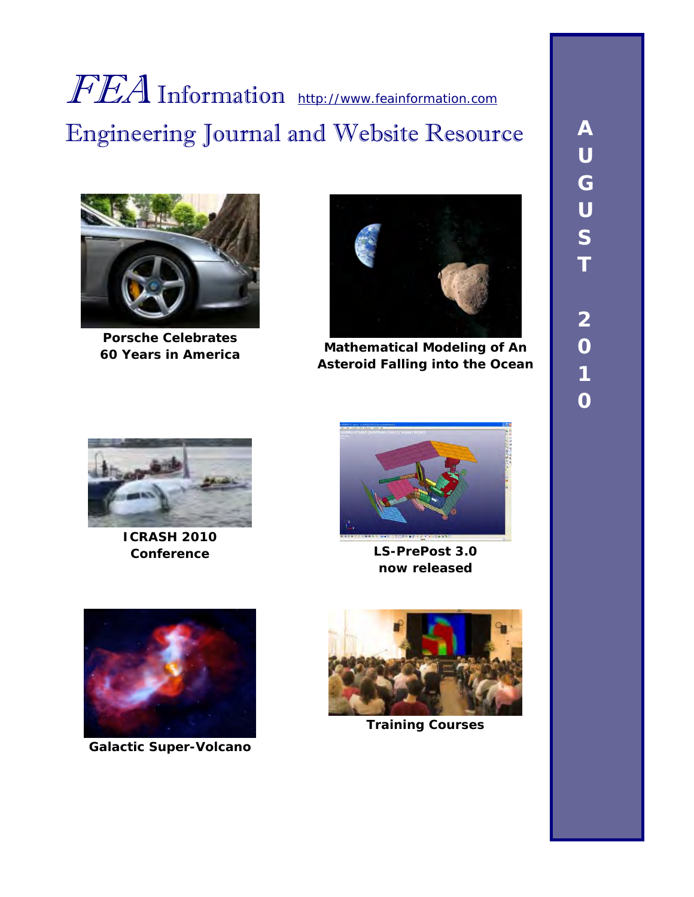# *FEA* Information http://www.feainformation.com

## Engineering Journal and Website Resource

**Porsche Celebrates 60 Years in America**

**Mathematical Modeling of An Asteroid Falling into the Ocean**

**ICRASH 2010 Conference**

**LS-PrePost 3.0 now released**

**Galactic Super-Volcano**

**Training Courses**

**AUGUST 2010**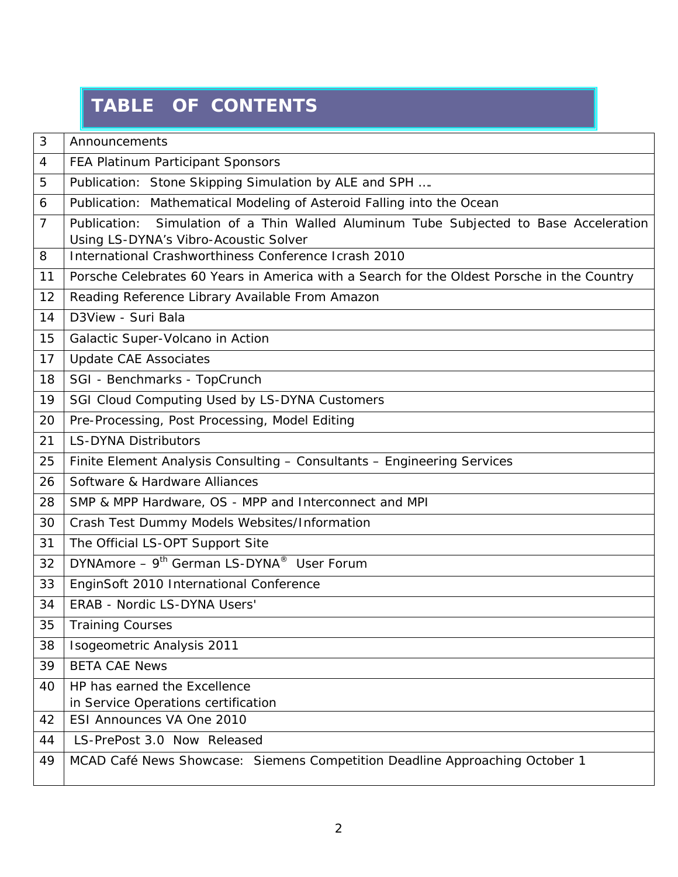# TABLE OF CONTENTS

| | |
|---|---|
| 3 | Announcements |
| 4 | FEA Platinum Participant Sponsors |
| 5 | Publication: Stone Skipping Simulation by ALE and SPH …. |
| 6 | Publication: Mathematical Modeling of Asteroid Falling into the Ocean |
| 7 | Publication: Simulation of a Thin Walled Aluminum Tube Subjected to Base Acceleration Using LS-DYNA's Vibro-Acoustic Solver |
| 8 | International Crashworthiness Conference Icrash 2010 |
| 11 | Porsche Celebrates 60 Years in America with a Search for the Oldest Porsche in the Country |
| 12 | Reading Reference Library Available From Amazon |
| 14 | D3View - Suri Bala |
| 15 | Galactic Super-Volcano in Action |
| 17 | Update CAE Associates |
| 18 | SGI - Benchmarks - TopCrunch |
| 19 | SGI Cloud Computing Used by LS-DYNA Customers |
| 20 | Pre-Processing, Post Processing, Model Editing |
| 21 | LS-DYNA Distributors |
| 25 | Finite Element Analysis Consulting – Consultants – Engineering Services |
| 26 | Software & Hardware Alliances |
| 28 | SMP & MPP Hardware, OS - MPP and Interconnect and MPI |
| 30 | Crash Test Dummy Models Websites/Information |
| 31 | The Official LS-OPT Support Site |
| 32 | DYNAmore – 9th German LS-DYNA® User Forum |
| 33 | EnginSoft 2010 International Conference |
| 34 | ERAB - Nordic LS-DYNA Users' |
| 35 | Training Courses |
| 38 | Isogeometric Analysis 2011 |
| 39 | BETA CAE News |
| 40 | HP has earned the Excellence in Service Operations certification |
| 42 | ESI Announces VA One 2010 |
| 44 | LS-PrePost 3.0 Now Released |
| 49 | MCAD Café News Showcase: Siemens Competition Deadline Approaching October 1 |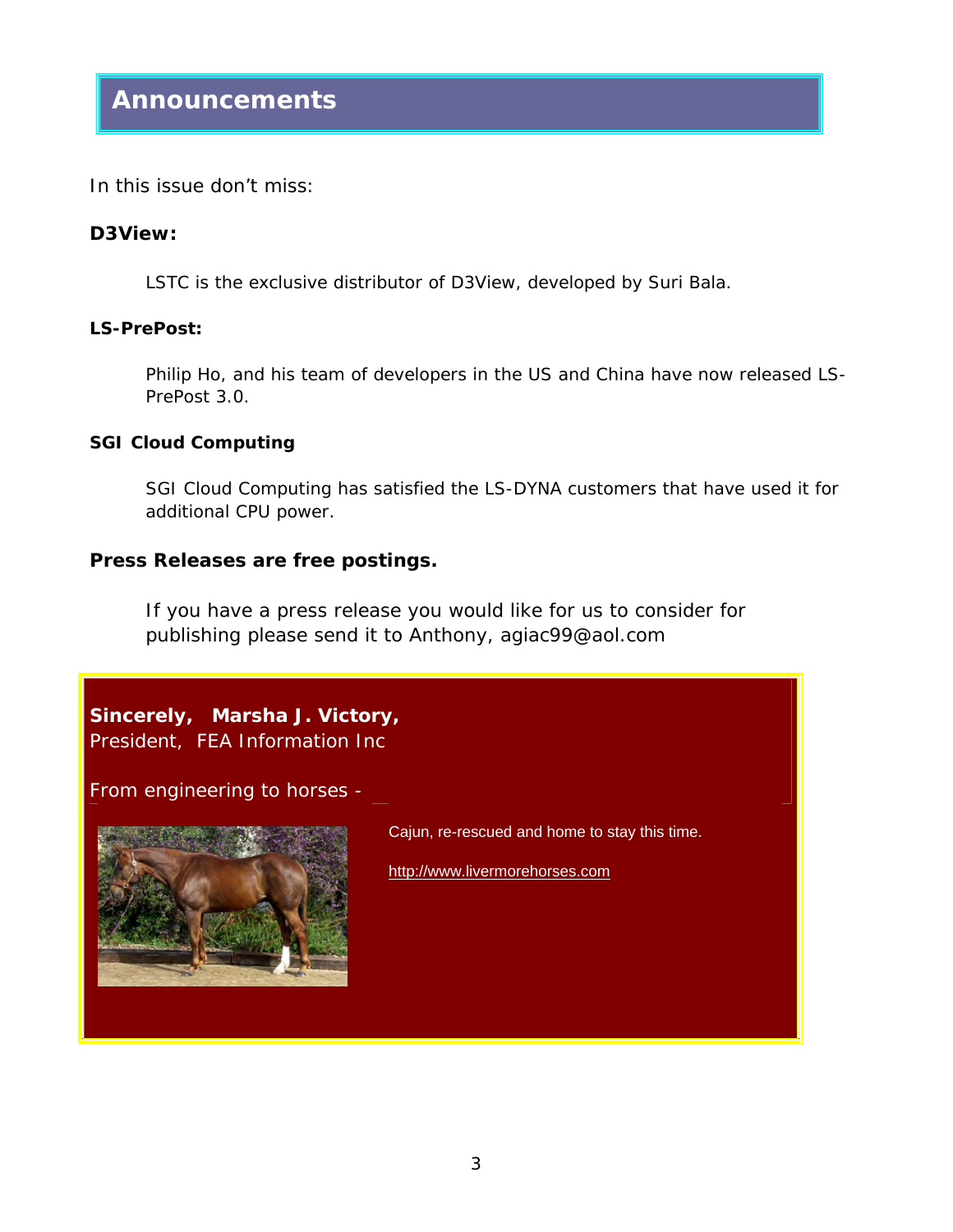# Announcements

In this issue don't miss:

**D3View:**

LSTC is the exclusive distributor of D3View, developed by Suri Bala.

**LS-PrePost:**

Philip Ho, and his team of developers in the US and China have now released LS-PrePost 3.0.

**SGI Cloud Computing**

SGI Cloud Computing has satisfied the LS-DYNA customers that have used it for additional CPU power.

**Press Releases are free postings.**

If you have a press release you would like for us to consider for publishing please send it to Anthony, agiac99@aol.com

**Sincerely, Marsha J. Victory,**
President, FEA Information Inc

From engineering to horses -

Cajun, re-rescued and home to stay this time.

http://www.livermorehorses.com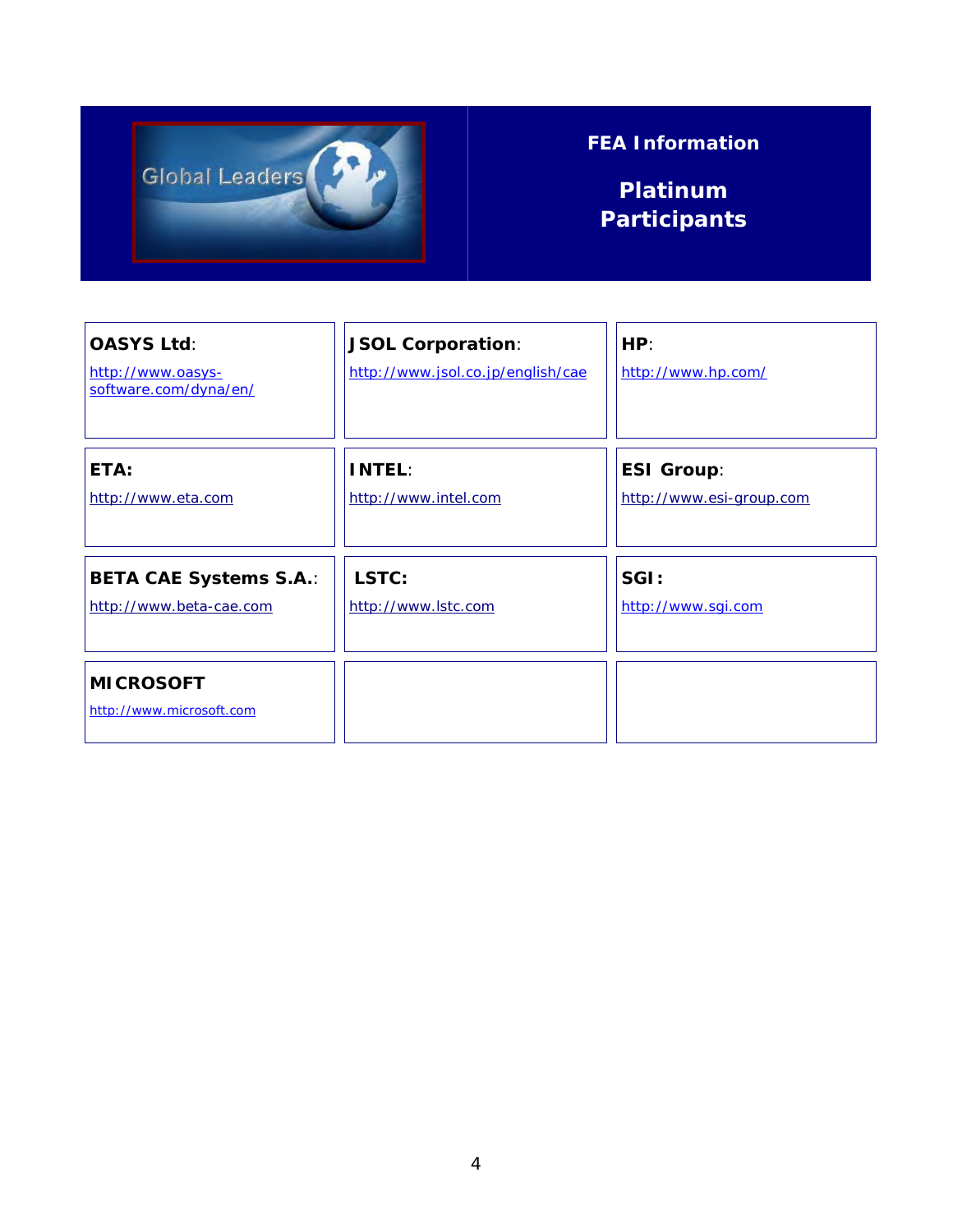Global Leaders

## FEA Information

## Platinum Participants

| | | |
|---|---|---|
| **OASYS Ltd**: http://www.oasys-software.com/dyna/en/ | **JSOL Corporation**: http://www.jsol.co.jp/english/cae | **HP**: http://www.hp.com/ |
| **ETA:** http://www.eta.com | **INTEL**: http://www.intel.com | **ESI Group**: http://www.esi-group.com |
| **BETA CAE Systems S.A.**: http://www.beta-cae.com | **LSTC:** http://www.lstc.com | **SGI:** http://www.sgi.com |
| **MICROSOFT** http://www.microsoft.com | | |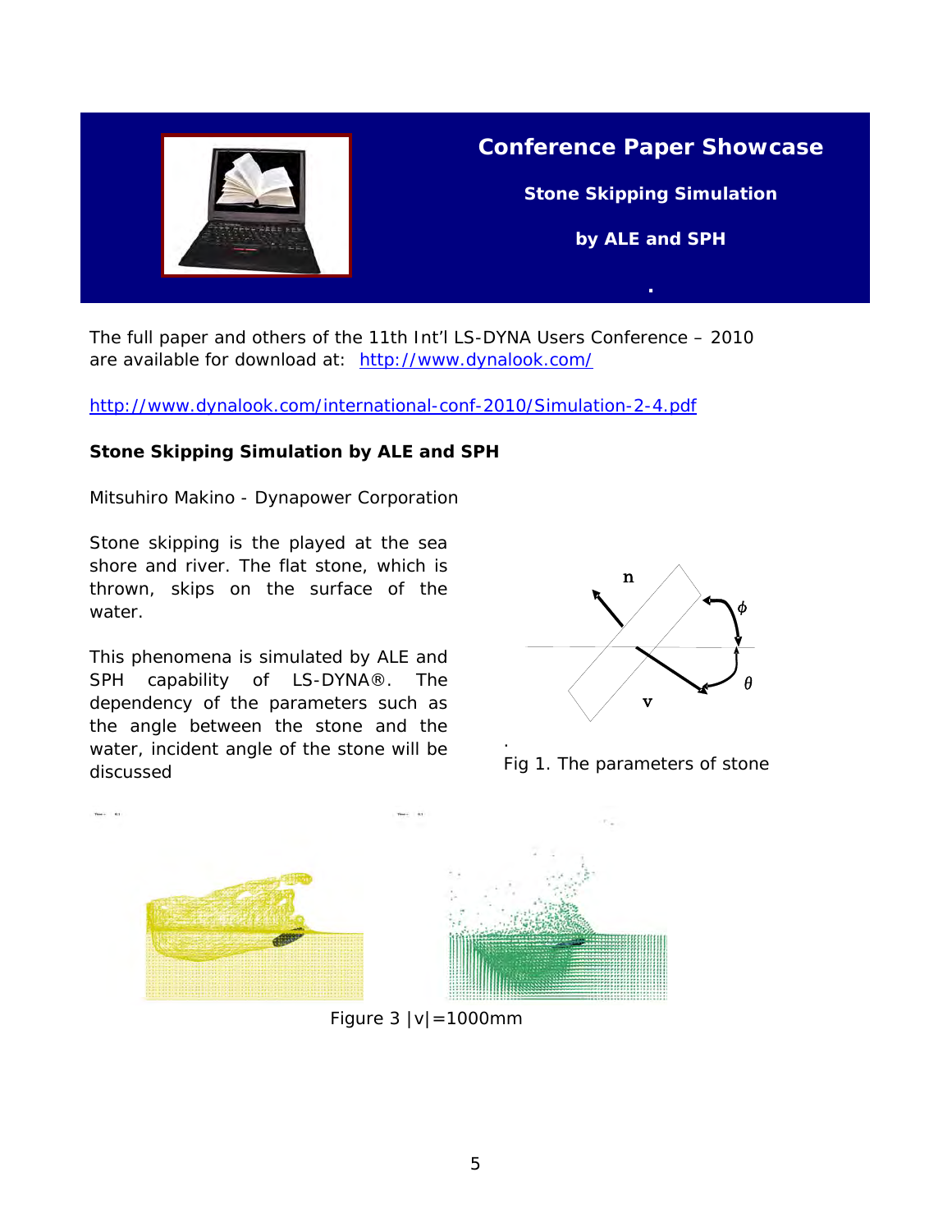# Conference Paper Showcase

## Stone Skipping Simulation

## by ALE and SPH

The full paper and others of the 11th Int'l LS-DYNA Users Conference – 2010 are available for download at: http://www.dynalook.com/

http://www.dynalook.com/international-conf-2010/Simulation-2-4.pdf

**Stone Skipping Simulation by ALE and SPH**

Mitsuhiro Makino - Dynapower Corporation

Stone skipping is the played at the sea shore and river. The flat stone, which is thrown, skips on the surface of the water.

This phenomena is simulated by ALE and SPH capability of LS-DYNA®. The dependency of the parameters such as the angle between the stone and the water, incident angle of the stone will be discussed

Fig 1. The parameters of stone

Figure 3 |v|=1000mm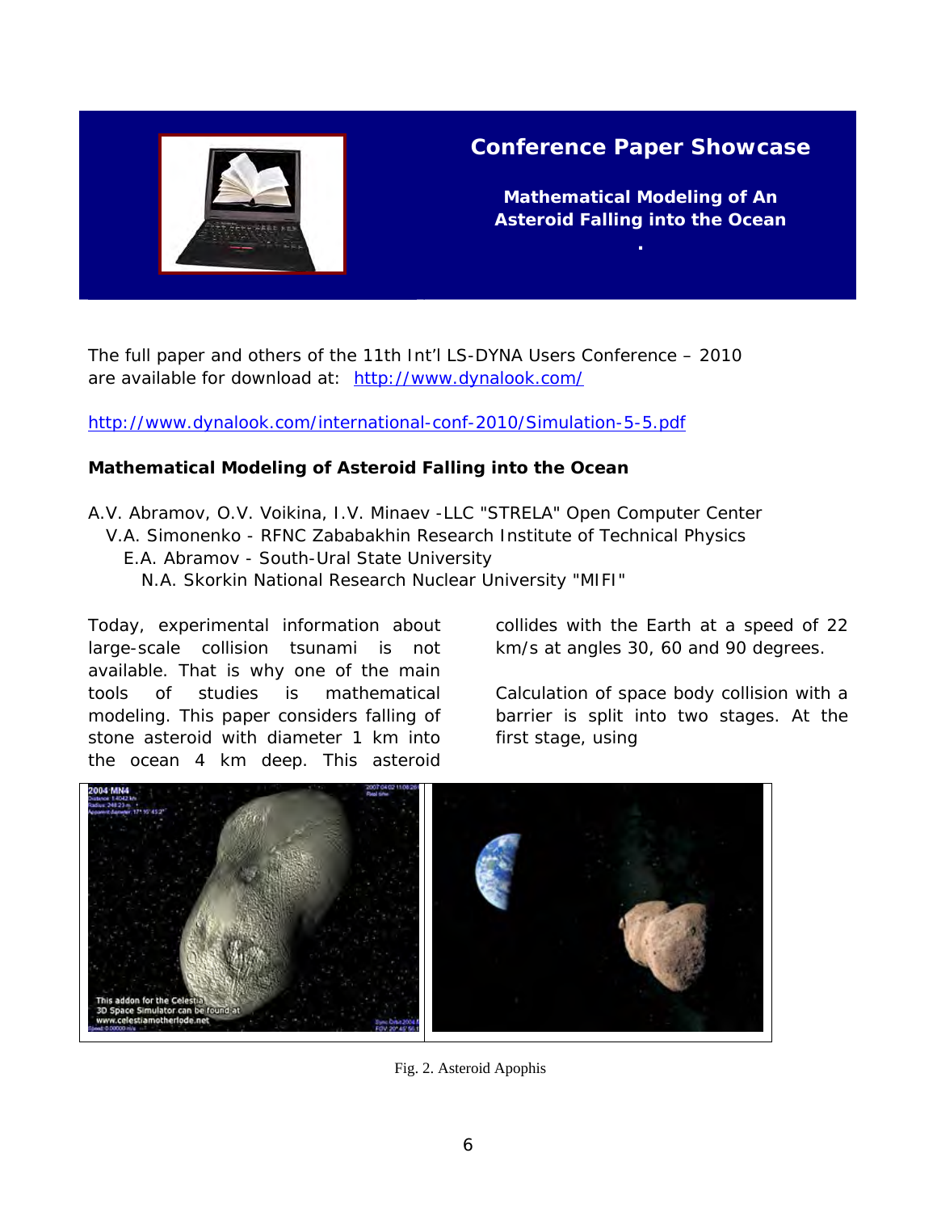# Conference Paper Showcase

**Mathematical Modeling of An Asteroid Falling into the Ocean**

The full paper and others of the 11th Int'l LS-DYNA Users Conference – 2010 are available for download at: http://www.dynalook.com/

http://www.dynalook.com/international-conf-2010/Simulation-5-5.pdf

**Mathematical Modeling of Asteroid Falling into the Ocean**

A.V. Abramov, O.V. Voikina, I.V. Minaev -LLC "STRELA" Open Computer Center
V.A. Simonenko - RFNC Zababakhin Research Institute of Technical Physics
E.A. Abramov - South-Ural State University
N.A. Skorkin National Research Nuclear University "MIFI"

Today, experimental information about large-scale collision tsunami is not available. That is why one of the main tools of studies is mathematical modeling. This paper considers falling of stone asteroid with diameter 1 km into the ocean 4 km deep. This asteroid collides with the Earth at a speed of 22 km/s at angles 30, 60 and 90 degrees.

Calculation of space body collision with a barrier is split into two stages. At the first stage, using

Fig. 2. Asteroid Apophis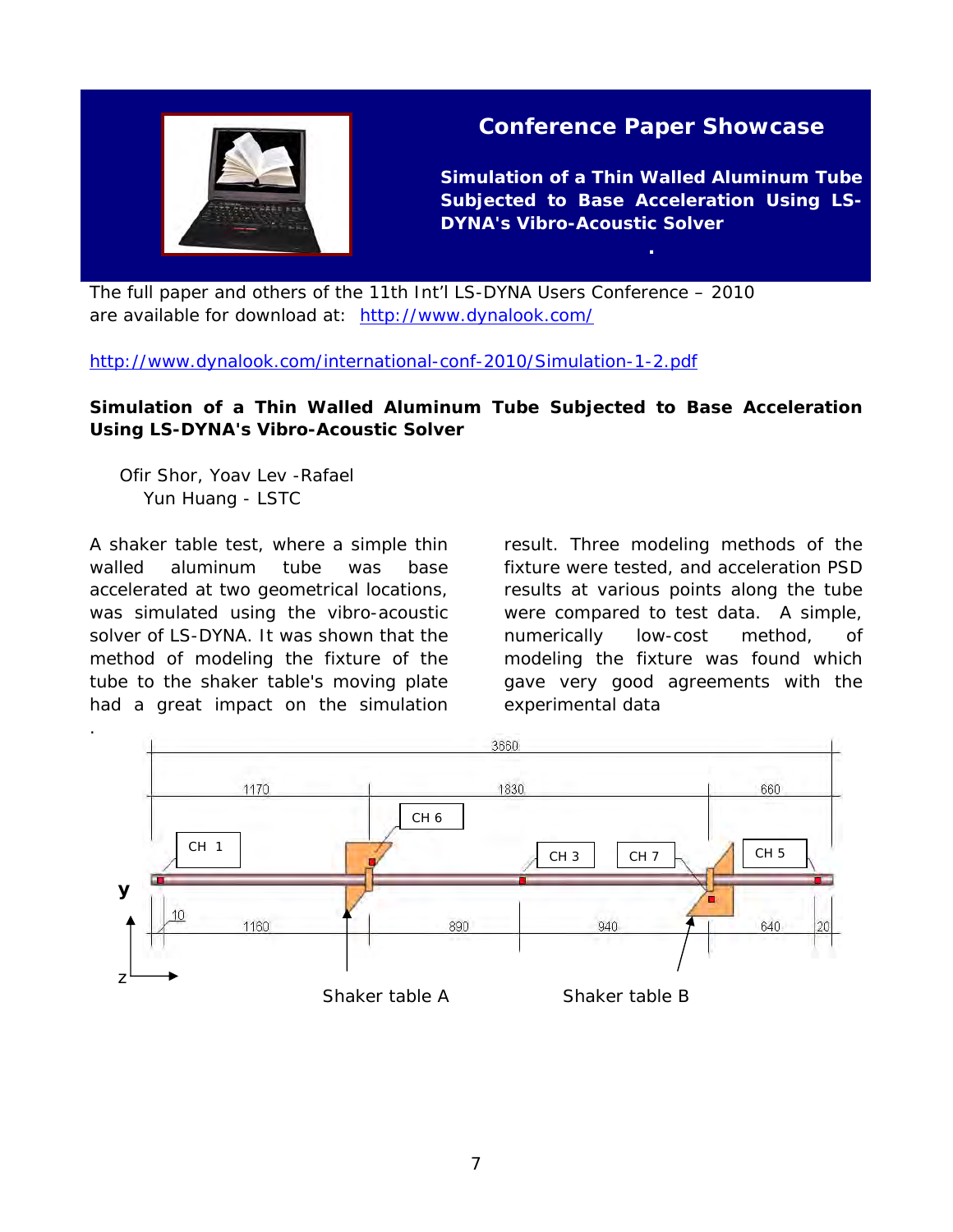# Conference Paper Showcase

**Simulation of a Thin Walled Aluminum Tube Subjected to Base Acceleration Using LS-DYNA's Vibro-Acoustic Solver**

The full paper and others of the 11th Int'l LS-DYNA Users Conference – 2010 are available for download at: [http://www.dynalook.com/](http://www.dynalook.com/)

[http://www.dynalook.com/international-conf-2010/Simulation-1-2.pdf](http://www.dynalook.com/international-conf-2010/Simulation-1-2.pdf)

**Simulation of a Thin Walled Aluminum Tube Subjected to Base Acceleration Using LS-DYNA's Vibro-Acoustic Solver**

Ofir Shor, Yoav Lev -Rafael
Yun Huang - LSTC

A shaker table test, where a simple thin walled aluminum tube was base accelerated at two geometrical locations, was simulated using the vibro-acoustic solver of LS-DYNA. It was shown that the method of modeling the fixture of the tube to the shaker table's moving plate had a great impact on the simulation result. Three modeling methods of the fixture were tested, and acceleration PSD results at various points along the tube were compared to test data. A simple, numerically low-cost method, of modeling the fixture was found which gave very good agreements with the experimental data.

Shaker table A    Shaker table B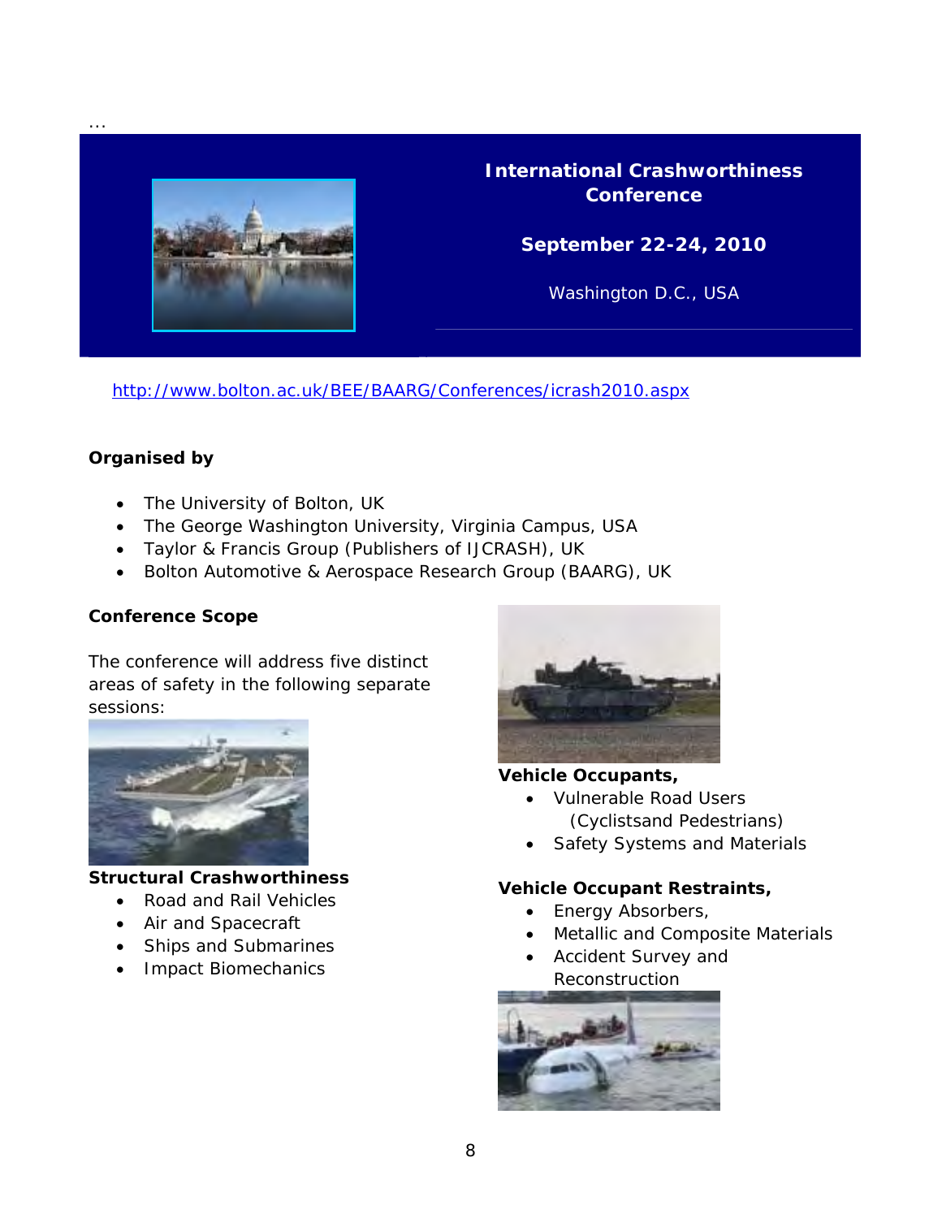…

# International Crashworthiness Conference

**September 22-24, 2010**

Washington D.C., USA

http://www.bolton.ac.uk/BEE/BAARG/Conferences/icrash2010.aspx

**Organised by**

- The University of Bolton, UK
- The George Washington University, Virginia Campus, USA
- Taylor & Francis Group (Publishers of IJCRASH), UK
- Bolton Automotive & Aerospace Research Group (BAARG), UK

**Conference Scope**

The conference will address five distinct areas of safety in the following separate sessions:

**Structural Crashworthiness**

- Road and Rail Vehicles
- Air and Spacecraft
- Ships and Submarines
- Impact Biomechanics

**Vehicle Occupants,**

- Vulnerable Road Users (Cyclistsand Pedestrians)
- Safety Systems and Materials

**Vehicle Occupant Restraints,**

- Energy Absorbers,
- Metallic and Composite Materials
- Accident Survey and Reconstruction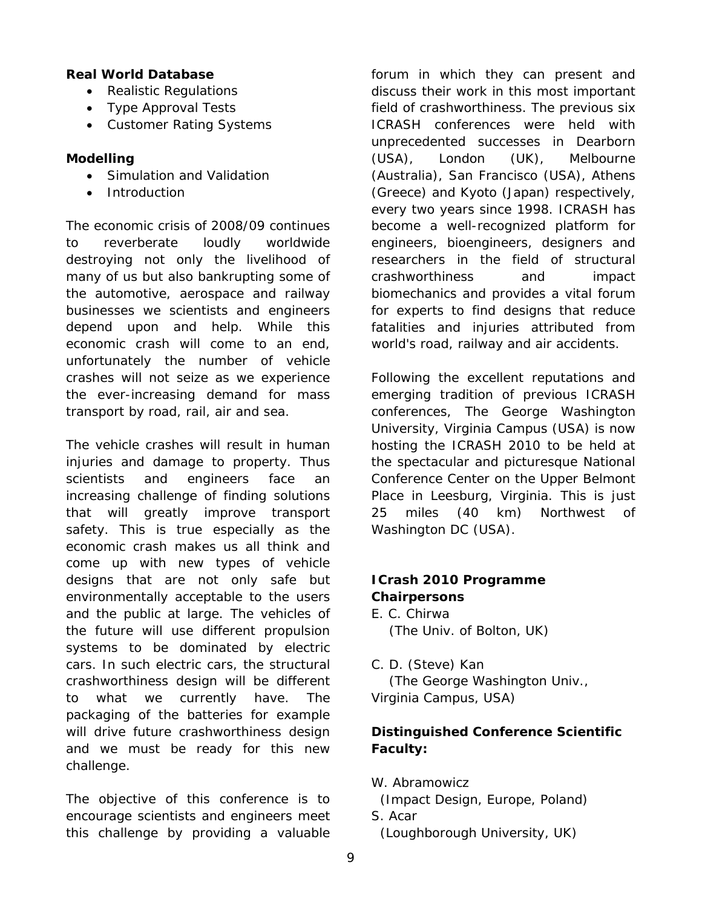**Real World Database**

- Realistic Regulations
- Type Approval Tests
- Customer Rating Systems

**Modelling**

- Simulation and Validation
- Introduction

The economic crisis of 2008/09 continues to reverberate loudly worldwide destroying not only the livelihood of many of us but also bankrupting some of the automotive, aerospace and railway businesses we scientists and engineers depend upon and help. While this economic crash will come to an end, unfortunately the number of vehicle crashes will not seize as we experience the ever-increasing demand for mass transport by road, rail, air and sea.

The vehicle crashes will result in human injuries and damage to property. Thus scientists and engineers face an increasing challenge of finding solutions that will greatly improve transport safety. This is true especially as the economic crash makes us all think and come up with new types of vehicle designs that are not only safe but environmentally acceptable to the users and the public at large. The vehicles of the future will use different propulsion systems to be dominated by electric cars. In such electric cars, the structural crashworthiness design will be different to what we currently have. The packaging of the batteries for example will drive future crashworthiness design and we must be ready for this new challenge.

The objective of this conference is to encourage scientists and engineers meet this challenge by providing a valuable forum in which they can present and discuss their work in this most important field of crashworthiness. The previous six ICRASH conferences were held with unprecedented successes in Dearborn (USA), London (UK), Melbourne (Australia), San Francisco (USA), Athens (Greece) and Kyoto (Japan) respectively, every two years since 1998. ICRASH has become a well-recognized platform for engineers, bioengineers, designers and researchers in the field of structural crashworthiness and impact biomechanics and provides a vital forum for experts to find designs that reduce fatalities and injuries attributed from world's road, railway and air accidents.

Following the excellent reputations and emerging tradition of previous ICRASH conferences, The George Washington University, Virginia Campus (USA) is now hosting the ICRASH 2010 to be held at the spectacular and picturesque National Conference Center on the Upper Belmont Place in Leesburg, Virginia. This is just 25 miles (40 km) Northwest of Washington DC (USA).

**ICrash 2010 Programme Chairpersons**

E. C. Chirwa
(The Univ. of Bolton, UK)

C. D. (Steve) Kan
(The George Washington Univ., Virginia Campus, USA)

**Distinguished Conference Scientific Faculty:**

W. Abramowicz
(Impact Design, Europe, Poland)

S. Acar
(Loughborough University, UK)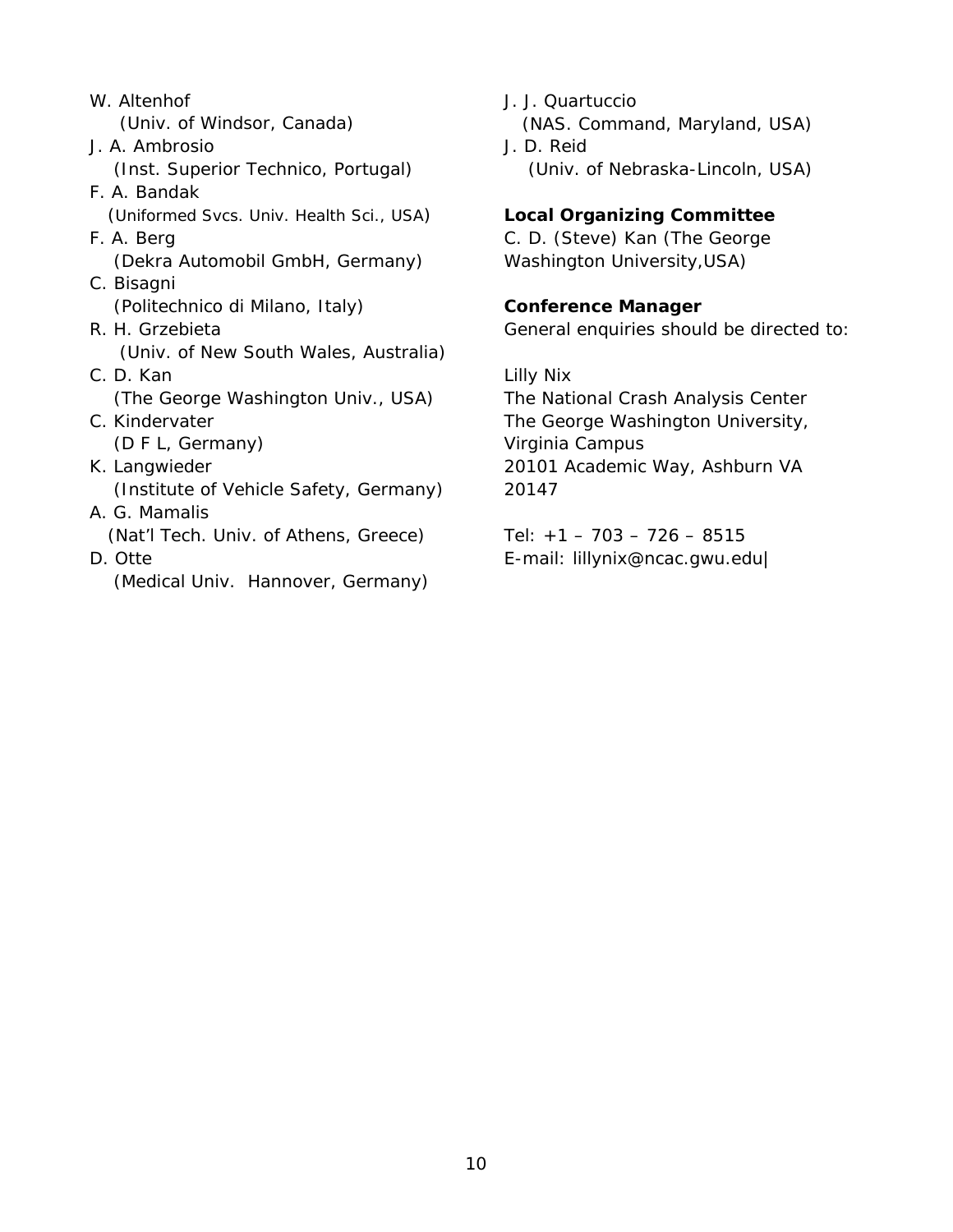W. Altenhof
(Univ. of Windsor, Canada)
J. A. Ambrosio
(Inst. Superior Technico, Portugal)
F. A. Bandak
(Uniformed Svcs. Univ. Health Sci., USA)
F. A. Berg
(Dekra Automobil GmbH, Germany)
C. Bisagni
(Politechnico di Milano, Italy)
R. H. Grzebieta
(Univ. of New South Wales, Australia)
C. D. Kan
(The George Washington Univ., USA)
C. Kindervater
(D F L, Germany)
K. Langwieder
(Institute of Vehicle Safety, Germany)
A. G. Mamalis
(Nat'l Tech. Univ. of Athens, Greece)
D. Otte
(Medical Univ. Hannover, Germany)
J. J. Quartuccio
(NAS. Command, Maryland, USA)
J. D. Reid
(Univ. of Nebraska-Lincoln, USA)

**Local Organizing Committee**

C. D. (Steve) Kan (The George Washington University,USA)

**Conference Manager**

General enquiries should be directed to:

Lilly Nix
The National Crash Analysis Center
The George Washington University, Virginia Campus
20101 Academic Way, Ashburn VA 20147

Tel: +1 – 703 – 726 – 8515
E-mail: lillynix@ncac.gwu.edu|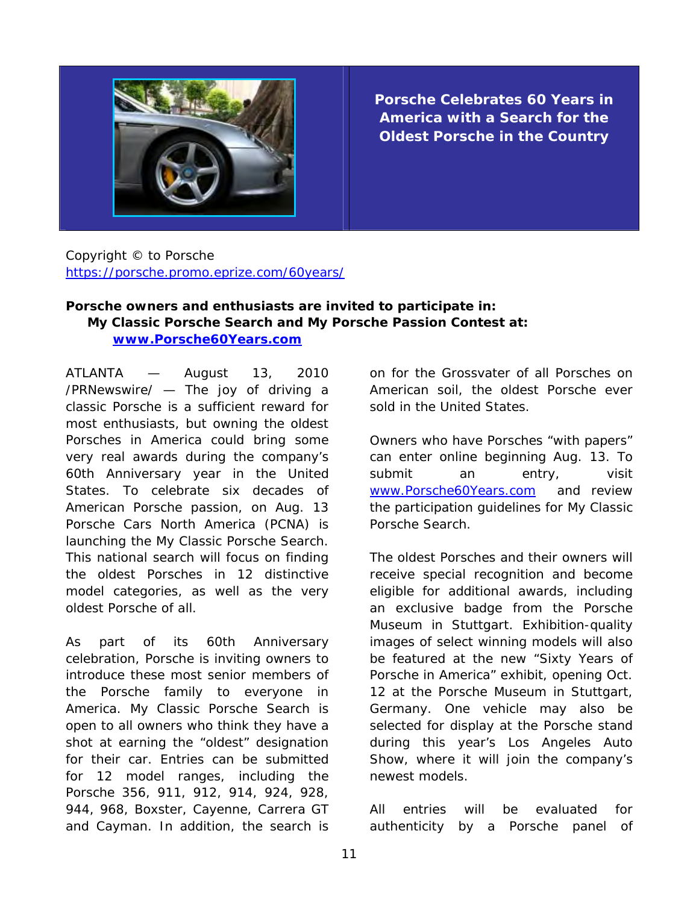## Porsche Celebrates 60 Years in America with a Search for the Oldest Porsche in the Country

Copyright © to Porsche
https://porsche.promo.eprize.com/60years/

**Porsche owners and enthusiasts are invited to participate in: My Classic Porsche Search and My Porsche Passion Contest at: [www.Porsche60Years.com](http://www.Porsche60Years.com)**

ATLANTA — August 13, 2010 /PRNewswire/ — The joy of driving a classic Porsche is a sufficient reward for most enthusiasts, but owning the oldest Porsches in America could bring some very real awards during the company's 60th Anniversary year in the United States. To celebrate six decades of American Porsche passion, on Aug. 13 Porsche Cars North America (PCNA) is launching the My Classic Porsche Search. This national search will focus on finding the oldest Porsches in 12 distinctive model categories, as well as the very oldest Porsche of all.

As part of its 60th Anniversary celebration, Porsche is inviting owners to introduce these most senior members of the Porsche family to everyone in America. My Classic Porsche Search is open to all owners who think they have a shot at earning the "oldest" designation for their car. Entries can be submitted for 12 model ranges, including the Porsche 356, 911, 912, 914, 924, 928, 944, 968, Boxster, Cayenne, Carrera GT and Cayman. In addition, the search is on for the Grossvater of all Porsches on American soil, the oldest Porsche ever sold in the United States.

Owners who have Porsches "with papers" can enter online beginning Aug. 13. To submit an entry, visit [www.Porsche60Years.com](http://www.Porsche60Years.com) and review the participation guidelines for My Classic Porsche Search.

The oldest Porsches and their owners will receive special recognition and become eligible for additional awards, including an exclusive badge from the Porsche Museum in Stuttgart. Exhibition-quality images of select winning models will also be featured at the new "Sixty Years of Porsche in America" exhibit, opening Oct. 12 at the Porsche Museum in Stuttgart, Germany. One vehicle may also be selected for display at the Porsche stand during this year's Los Angeles Auto Show, where it will join the company's newest models.

All entries will be evaluated for authenticity by a Porsche panel of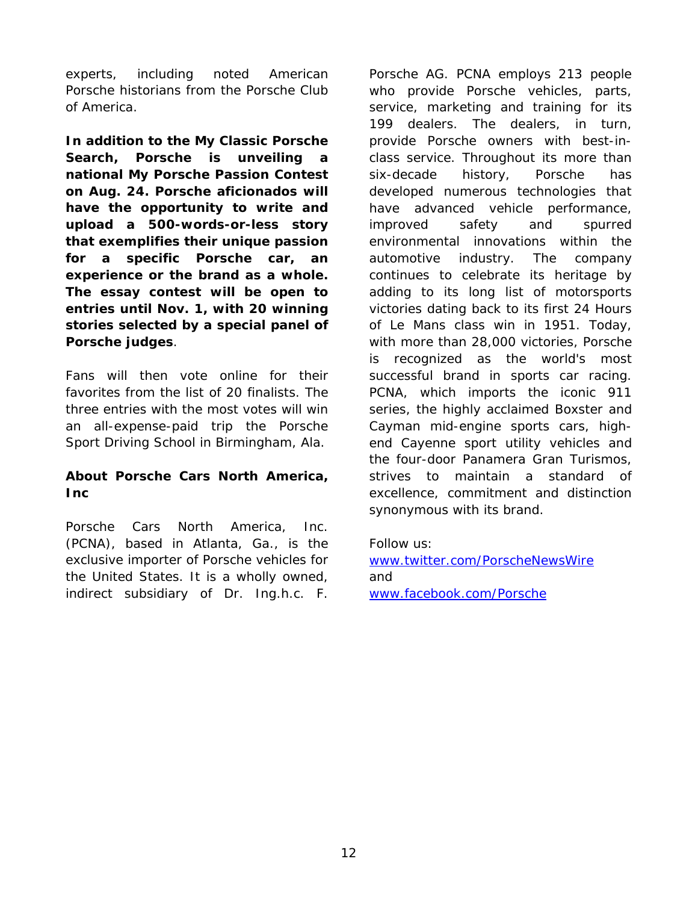experts, including noted American Porsche historians from the Porsche Club of America.

**In addition to the My Classic Porsche Search, Porsche is unveiling a national My Porsche Passion Contest on Aug. 24. Porsche aficionados will have the opportunity to write and upload a 500-words-or-less story that exemplifies their unique passion for a specific Porsche car, an experience or the brand as a whole. The essay contest will be open to entries until Nov. 1, with 20 winning stories selected by a special panel of Porsche judges**.

Fans will then vote online for their favorites from the list of 20 finalists. The three entries with the most votes will win an all-expense-paid trip the Porsche Sport Driving School in Birmingham, Ala.

**About Porsche Cars North America, Inc**

Porsche Cars North America, Inc. (PCNA), based in Atlanta, Ga., is the exclusive importer of Porsche vehicles for the United States. It is a wholly owned, indirect subsidiary of Dr. Ing.h.c. F. Porsche AG. PCNA employs 213 people who provide Porsche vehicles, parts, service, marketing and training for its 199 dealers. The dealers, in turn, provide Porsche owners with best-in-class service. Throughout its more than six-decade history, Porsche has developed numerous technologies that have advanced vehicle performance, improved safety and spurred environmental innovations within the automotive industry. The company continues to celebrate its heritage by adding to its long list of motorsports victories dating back to its first 24 Hours of Le Mans class win in 1951. Today, with more than 28,000 victories, Porsche is recognized as the world's most successful brand in sports car racing. PCNA, which imports the iconic 911 series, the highly acclaimed Boxster and Cayman mid-engine sports cars, high-end Cayenne sport utility vehicles and the four-door Panamera Gran Turismos, strives to maintain a standard of excellence, commitment and distinction synonymous with its brand.

Follow us:
www.twitter.com/PorscheNewsWire
and
www.facebook.com/Porsche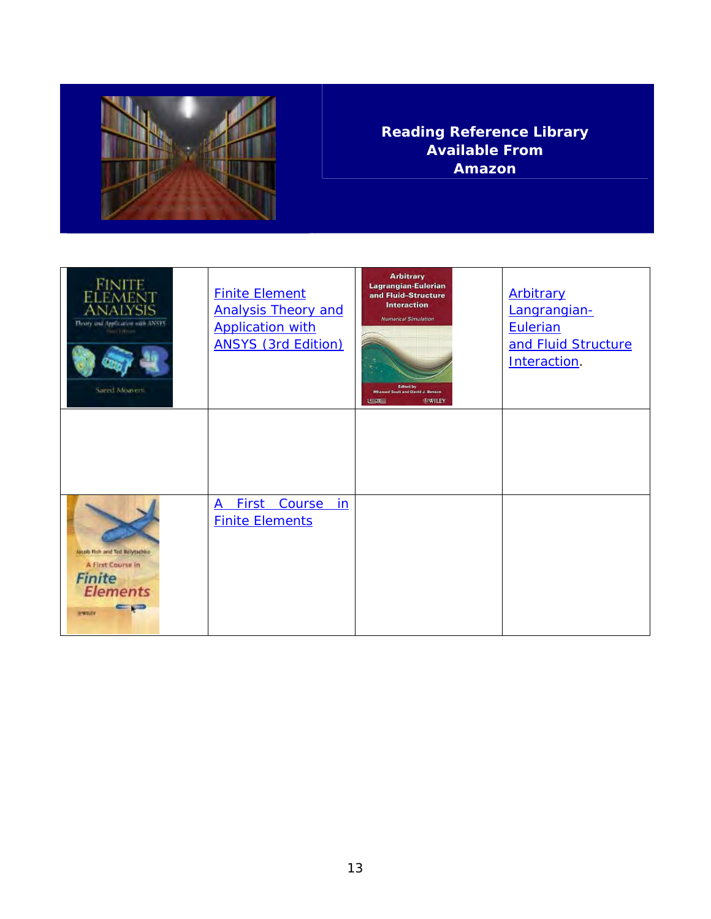# Reading Reference Library Available From Amazon

| | | | |
|---|---|---|---|
| | Finite Element Analysis Theory and Application with ANSYS (3rd Edition) | | Arbitrary Langrangian-Eulerian and Fluid Structure Interaction. |
| | | | |
| | A First Course in Finite Elements | | |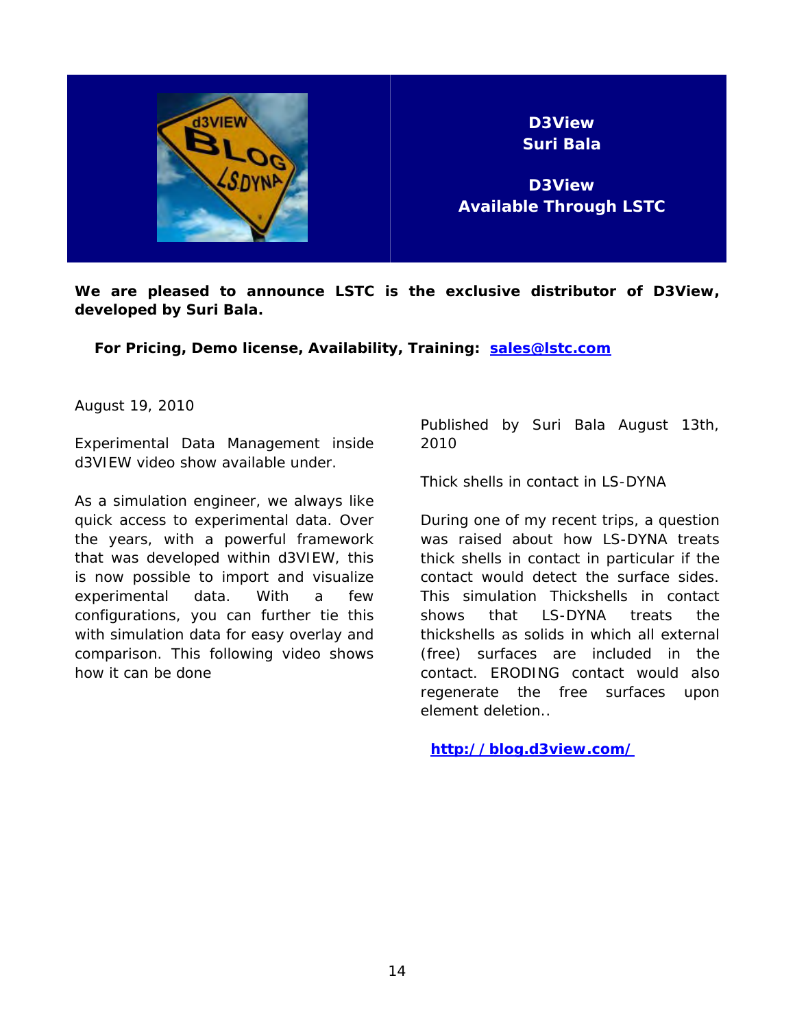**D3View**
**Suri Bala**

**D3View**
**Available Through LSTC**

**We are pleased to announce LSTC is the exclusive distributor of D3View, developed by Suri Bala.**

**For Pricing, Demo license, Availability, Training: [sales@lstc.com](mailto:sales@lstc.com)**

August 19, 2010

Experimental Data Management inside d3VIEW video show available under.

As a simulation engineer, we always like quick access to experimental data. Over the years, with a powerful framework that was developed within d3VIEW, this is now possible to import and visualize experimental data. With a few configurations, you can further tie this with simulation data for easy overlay and comparison. This following video shows how it can be done

Published by Suri Bala August 13th, 2010

Thick shells in contact in LS-DYNA

During one of my recent trips, a question was raised about how LS-DYNA treats thick shells in contact in particular if the contact would detect the surface sides. This simulation Thickshells in contact shows that LS-DYNA treats the thickshells as solids in which all external (free) surfaces are included in the contact. ERODING contact would also regenerate the free surfaces upon element deletion..

**[http://blog.d3view.com/](http://blog.d3view.com/)**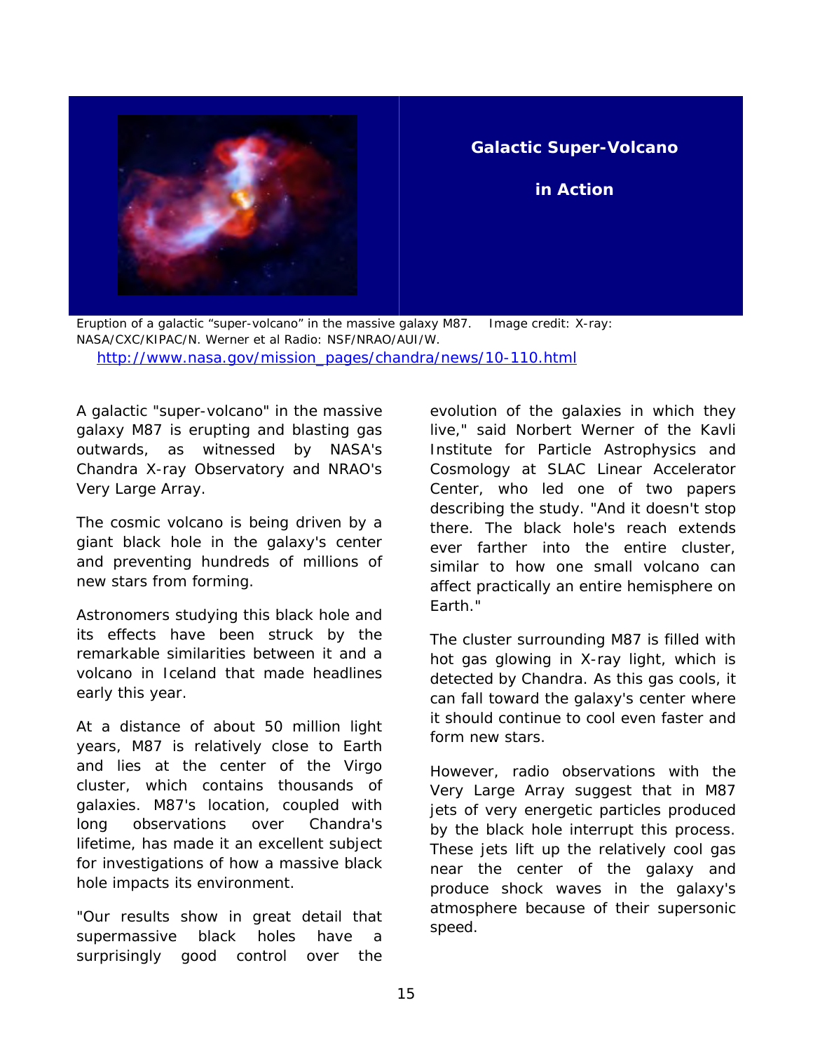# Galactic Super-Volcano in Action

Eruption of a galactic "super-volcano" in the massive galaxy M87. Image credit: X-ray: NASA/CXC/KIPAC/N. Werner et al Radio: NSF/NRAO/AUI/W.
http://www.nasa.gov/mission_pages/chandra/news/10-110.html

A galactic "super-volcano" in the massive galaxy M87 is erupting and blasting gas outwards, as witnessed by NASA's Chandra X-ray Observatory and NRAO's Very Large Array.

The cosmic volcano is being driven by a giant black hole in the galaxy's center and preventing hundreds of millions of new stars from forming.

Astronomers studying this black hole and its effects have been struck by the remarkable similarities between it and a volcano in Iceland that made headlines early this year.

At a distance of about 50 million light years, M87 is relatively close to Earth and lies at the center of the Virgo cluster, which contains thousands of galaxies. M87's location, coupled with long observations over Chandra's lifetime, has made it an excellent subject for investigations of how a massive black hole impacts its environment.

"Our results show in great detail that supermassive black holes have a surprisingly good control over the evolution of the galaxies in which they live," said Norbert Werner of the Kavli Institute for Particle Astrophysics and Cosmology at SLAC Linear Accelerator Center, who led one of two papers describing the study. "And it doesn't stop there. The black hole's reach extends ever farther into the entire cluster, similar to how one small volcano can affect practically an entire hemisphere on Earth."

The cluster surrounding M87 is filled with hot gas glowing in X-ray light, which is detected by Chandra. As this gas cools, it can fall toward the galaxy's center where it should continue to cool even faster and form new stars.

However, radio observations with the Very Large Array suggest that in M87 jets of very energetic particles produced by the black hole interrupt this process. These jets lift up the relatively cool gas near the center of the galaxy and produce shock waves in the galaxy's atmosphere because of their supersonic speed.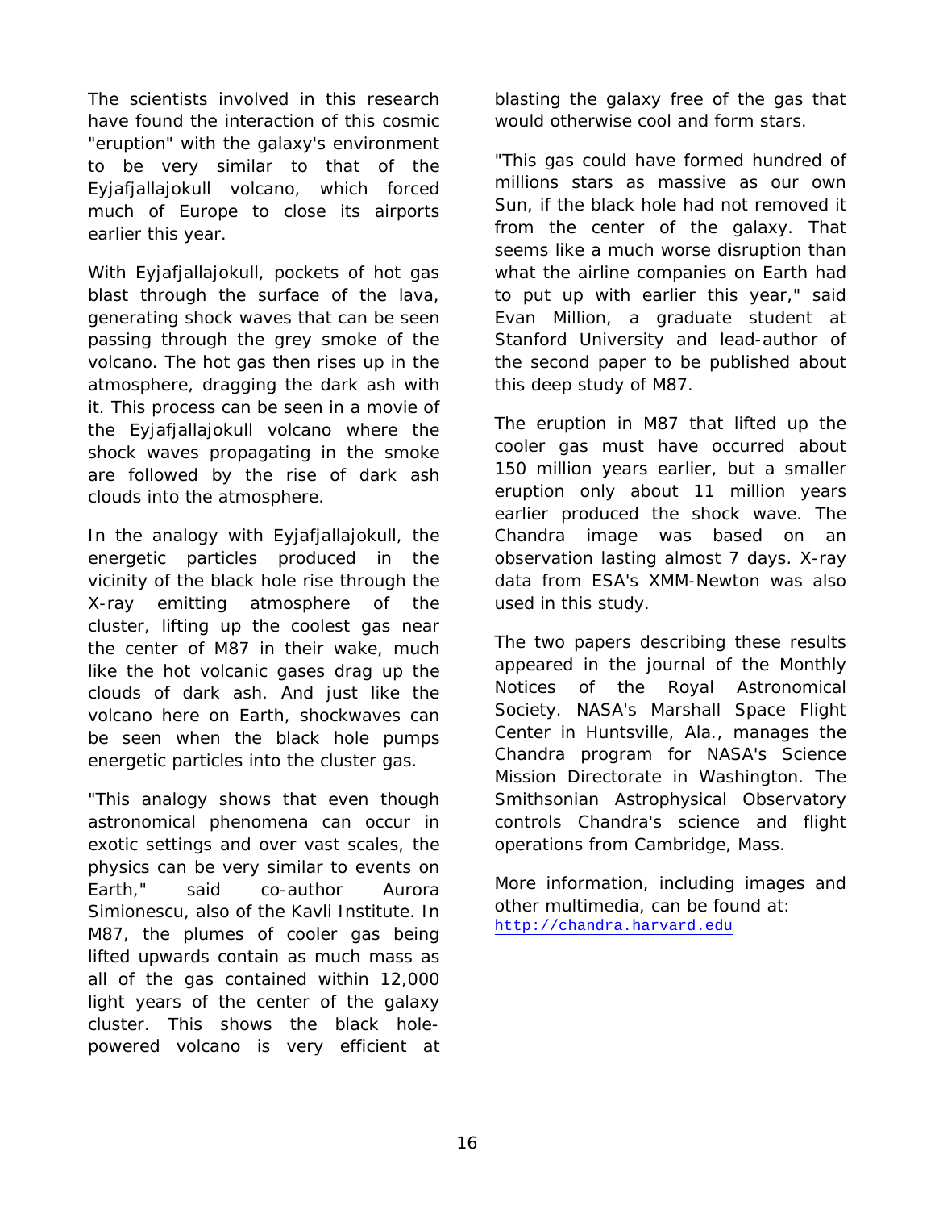The scientists involved in this research have found the interaction of this cosmic "eruption" with the galaxy's environment to be very similar to that of the Eyjafjallajokull volcano, which forced much of Europe to close its airports earlier this year.

With Eyjafjallajokull, pockets of hot gas blast through the surface of the lava, generating shock waves that can be seen passing through the grey smoke of the volcano. The hot gas then rises up in the atmosphere, dragging the dark ash with it. This process can be seen in a movie of the Eyjafjallajokull volcano where the shock waves propagating in the smoke are followed by the rise of dark ash clouds into the atmosphere.

In the analogy with Eyjafjallajokull, the energetic particles produced in the vicinity of the black hole rise through the X-ray emitting atmosphere of the cluster, lifting up the coolest gas near the center of M87 in their wake, much like the hot volcanic gases drag up the clouds of dark ash. And just like the volcano here on Earth, shockwaves can be seen when the black hole pumps energetic particles into the cluster gas.

"This analogy shows that even though astronomical phenomena can occur in exotic settings and over vast scales, the physics can be very similar to events on Earth," said co-author Aurora Simionescu, also of the Kavli Institute. In M87, the plumes of cooler gas being lifted upwards contain as much mass as all of the gas contained within 12,000 light years of the center of the galaxy cluster. This shows the black hole-powered volcano is very efficient at blasting the galaxy free of the gas that would otherwise cool and form stars.

"This gas could have formed hundred of millions stars as massive as our own Sun, if the black hole had not removed it from the center of the galaxy. That seems like a much worse disruption than what the airline companies on Earth had to put up with earlier this year," said Evan Million, a graduate student at Stanford University and lead-author of the second paper to be published about this deep study of M87.

The eruption in M87 that lifted up the cooler gas must have occurred about 150 million years earlier, but a smaller eruption only about 11 million years earlier produced the shock wave. The Chandra image was based on an observation lasting almost 7 days. X-ray data from ESA's XMM-Newton was also used in this study.

The two papers describing these results appeared in the journal of the Monthly Notices of the Royal Astronomical Society. NASA's Marshall Space Flight Center in Huntsville, Ala., manages the Chandra program for NASA's Science Mission Directorate in Washington. The Smithsonian Astrophysical Observatory controls Chandra's science and flight operations from Cambridge, Mass.

More information, including images and other multimedia, can be found at: http://chandra.harvard.edu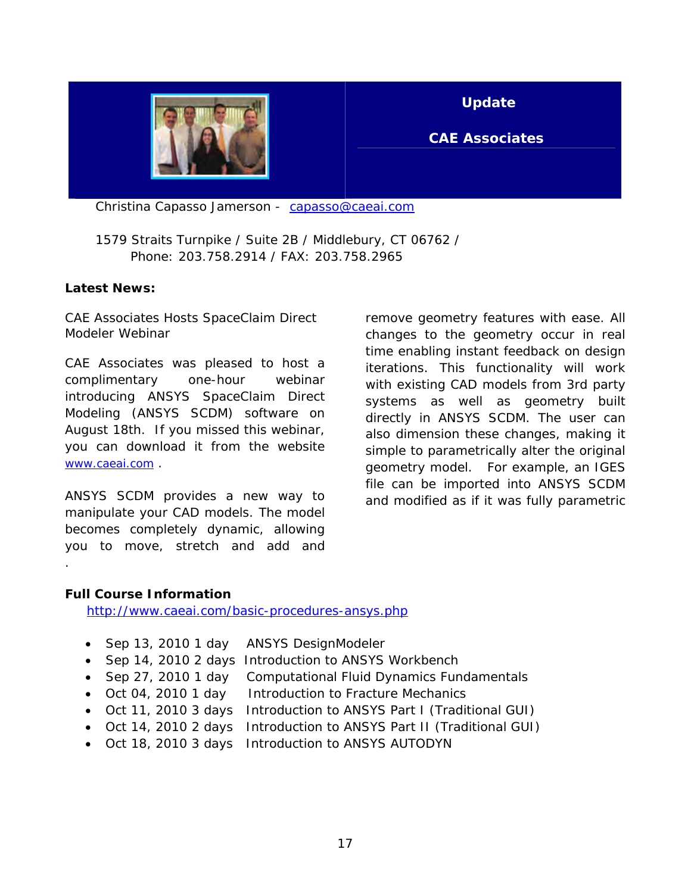## Update

## CAE Associates

Christina Capasso Jamerson - capasso@caeai.com

1579 Straits Turnpike / Suite 2B / Middlebury, CT 06762 / Phone: 203.758.2914 / FAX: 203.758.2965

**Latest News:**

CAE Associates Hosts SpaceClaim Direct Modeler Webinar

CAE Associates was pleased to host a complimentary one-hour webinar introducing ANSYS SpaceClaim Direct Modeling (ANSYS SCDM) software on August 18th. If you missed this webinar, you can download it from the website www.caeai.com .

ANSYS SCDM provides a new way to manipulate your CAD models. The model becomes completely dynamic, allowing you to move, stretch and add and remove geometry features with ease. All changes to the geometry occur in real time enabling instant feedback on design iterations. This functionality will work with existing CAD models from 3rd party systems as well as geometry built directly in ANSYS SCDM. The user can also dimension these changes, making it simple to parametrically alter the original geometry model. For example, an IGES file can be imported into ANSYS SCDM and modified as if it was fully parametric

**Full Course Information**

http://www.caeai.com/basic-procedures-ansys.php

- Sep 13, 2010 1 day ANSYS DesignModeler
- Sep 14, 2010 2 days Introduction to ANSYS Workbench
- Sep 27, 2010 1 day Computational Fluid Dynamics Fundamentals
- Oct 04, 2010 1 day Introduction to Fracture Mechanics
- Oct 11, 2010 3 days Introduction to ANSYS Part I (Traditional GUI)
- Oct 14, 2010 2 days Introduction to ANSYS Part II (Traditional GUI)
- Oct 18, 2010 3 days Introduction to ANSYS AUTODYN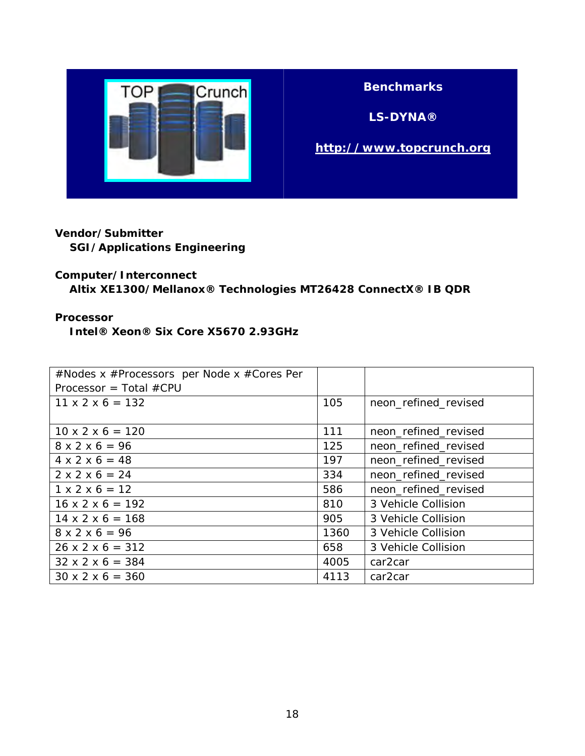TOP Crunch

**Benchmarks**

**LS-DYNA®**

**http://www.topcrunch.org**

**Vendor/Submitter**

**SGI/Applications Engineering**

**Computer/Interconnect**

**Altix XE1300/Mellanox® Technologies MT26428 ConnectX® IB QDR**

**Processor**

**Intel® Xeon® Six Core X5670 2.93GHz**

| #Nodes x #Processors per Node x #Cores Per Processor = Total #CPU | | |
|---|---|---|
| 11 x 2 x 6 = 132 | 105 | neon_refined_revised |
| 10 x 2 x 6 = 120 | 111 | neon_refined_revised |
| 8 x 2 x 6 = 96 | 125 | neon_refined_revised |
| 4 x 2 x 6 = 48 | 197 | neon_refined_revised |
| 2 x 2 x 6 = 24 | 334 | neon_refined_revised |
| 1 x 2 x 6 = 12 | 586 | neon_refined_revised |
| 16 x 2 x 6 = 192 | 810 | 3 Vehicle Collision |
| 14 x 2 x 6 = 168 | 905 | 3 Vehicle Collision |
| 8 x 2 x 6 = 96 | 1360 | 3 Vehicle Collision |
| 26 x 2 x 6 = 312 | 658 | 3 Vehicle Collision |
| 32 x 2 x 6 = 384 | 4005 | car2car |
| 30 x 2 x 6 = 360 | 4113 | car2car |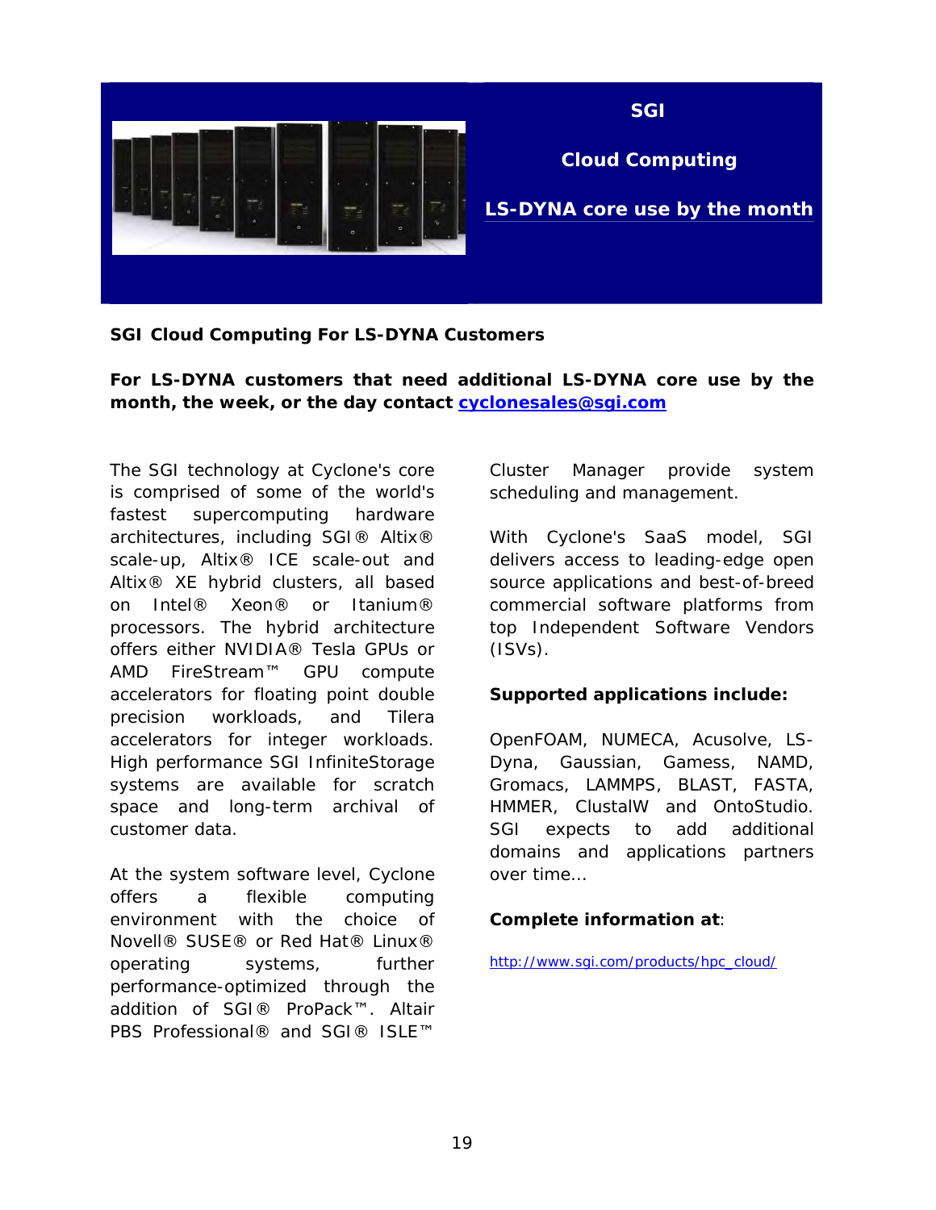# SGI

## Cloud Computing

## LS-DYNA core use by the month

**SGI Cloud Computing For LS-DYNA Customers**

**For LS-DYNA customers that need additional LS-DYNA core use by the month, the week, or the day contact cyclonesales@sgi.com**

The SGI technology at Cyclone's core is comprised of some of the world's fastest supercomputing hardware architectures, including SGI® Altix® scale-up, Altix® ICE scale-out and Altix® XE hybrid clusters, all based on Intel® Xeon® or Itanium® processors. The hybrid architecture offers either NVIDIA® Tesla GPUs or AMD FireStream™ GPU compute accelerators for floating point double precision workloads, and Tilera accelerators for integer workloads. High performance SGI InfiniteStorage systems are available for scratch space and long-term archival of customer data.

At the system software level, Cyclone offers a flexible computing environment with the choice of Novell® SUSE® or Red Hat® Linux® operating systems, further performance-optimized through the addition of SGI® ProPack™. Altair PBS Professional® and SGI® ISLE™ Cluster Manager provide system scheduling and management.

With Cyclone's SaaS model, SGI delivers access to leading-edge open source applications and best-of-breed commercial software platforms from top Independent Software Vendors (ISVs).

**Supported applications include:**

OpenFOAM, NUMECA, Acusolve, LS-Dyna, Gaussian, Gamess, NAMD, Gromacs, LAMMPS, BLAST, FASTA, HMMER, ClustalW and OntoStudio. SGI expects to add additional domains and applications partners over time...

**Complete information at**:

http://www.sgi.com/products/hpc_cloud/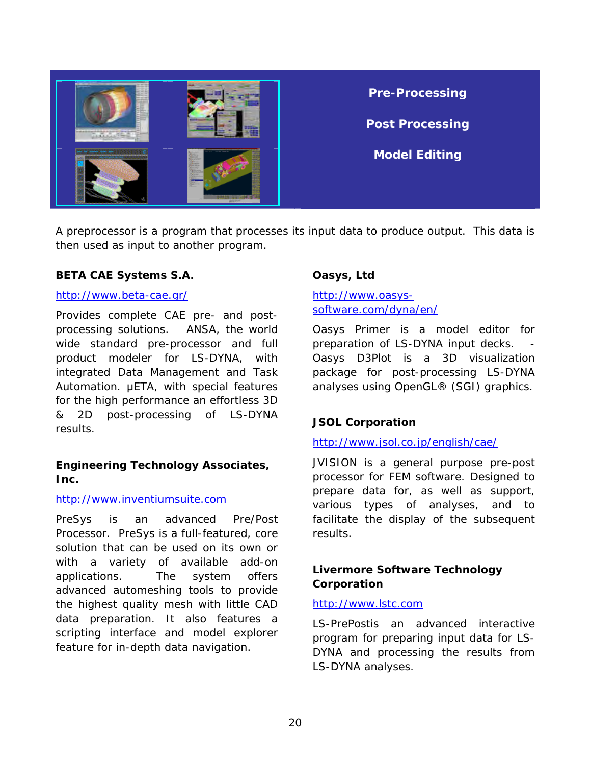**Pre-Processing**

**Post Processing**

**Model Editing**

A preprocessor is a program that processes its input data to produce output. This data is then used as input to another program.

**BETA CAE Systems S.A.**

http://www.beta-cae.gr/

Provides complete CAE pre- and post-processing solutions. ANSA, the world wide standard pre-processor and full product modeler for LS-DYNA, with integrated Data Management and Task Automation. μETA, with special features for the high performance an effortless 3D & 2D post-processing of LS-DYNA results.

**Engineering Technology Associates, Inc.**

http://www.inventiumsuite.com

PreSys is an advanced Pre/Post Processor. PreSys is a full-featured, core solution that can be used on its own or with a variety of available add-on applications. The system offers advanced automeshing tools to provide the highest quality mesh with little CAD data preparation. It also features a scripting interface and model explorer feature for in-depth data navigation.

**Oasys, Ltd**

http://www.oasys-software.com/dyna/en/

Oasys Primer is a model editor for preparation of LS-DYNA input decks. - Oasys D3Plot is a 3D visualization package for post-processing LS-DYNA analyses using OpenGL® (SGI) graphics.

**JSOL Corporation**

http://www.jsol.co.jp/english/cae/

JVISION is a general purpose pre-post processor for FEM software. Designed to prepare data for, as well as support, various types of analyses, and to facilitate the display of the subsequent results.

**Livermore Software Technology Corporation**

http://www.lstc.com

LS-PrePostis an advanced interactive program for preparing input data for LS-DYNA and processing the results from LS-DYNA analyses.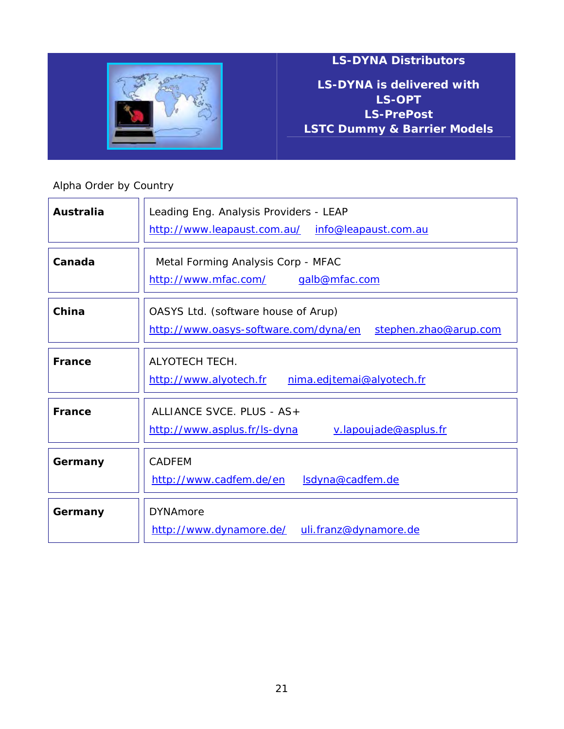## LS-DYNA Distributors

**LS-DYNA is delivered with**
**LS-OPT**
**LS-PrePost**
**LSTC Dummy & Barrier Models**

Alpha Order by Country

| Country | Distributor |
|---|---|
| **Australia** | Leading Eng. Analysis Providers - LEAP<br>http://www.leapaust.com.au/ info@leapaust.com.au |
| **Canada** | Metal Forming Analysis Corp - MFAC<br>http://www.mfac.com/ galb@mfac.com |
| **China** | OASYS Ltd. (software house of Arup)<br>http://www.oasys-software.com/dyna/en stephen.zhao@arup.com |
| **France** | ALYOTECH TECH.<br>http://www.alyotech.fr nima.edjtemai@alyotech.fr |
| **France** | ALLIANCE SVCE. PLUS - AS+<br>http://www.asplus.fr/ls-dyna v.lapoujade@asplus.fr |
| **Germany** | CADFEM<br>http://www.cadfem.de/en lsdyna@cadfem.de |
| **Germany** | DYNAmore<br>http://www.dynamore.de/ uli.franz@dynamore.de |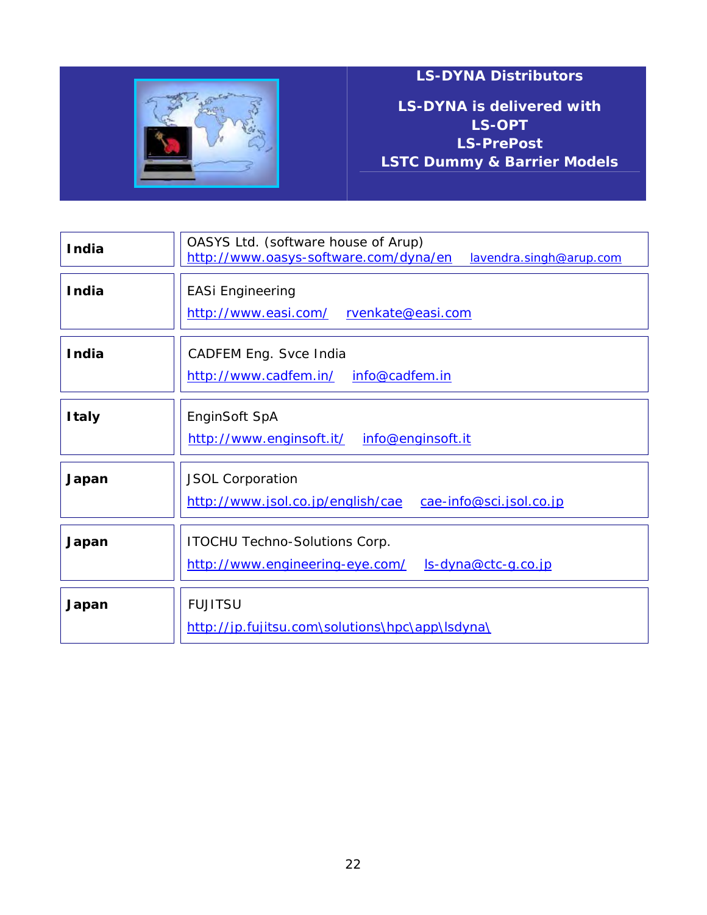## LS-DYNA Distributors

**LS-DYNA is delivered with**
**LS-OPT**
**LS-PrePost**
**LSTC Dummy & Barrier Models**

| Country | Distributor |
|---|---|
| **India** | OASYS Ltd. (software house of Arup) http://www.oasys-software.com/dyna/en lavendra.singh@arup.com |
| **India** | EASi Engineering http://www.easi.com/ rvenkate@easi.com |
| **India** | CADFEM Eng. Svce India http://www.cadfem.in/ info@cadfem.in |
| **Italy** | EnginSoft SpA http://www.enginsoft.it/ info@enginsoft.it |
| **Japan** | JSOL Corporation http://www.jsol.co.jp/english/cae cae-info@sci.jsol.co.jp |
| **Japan** | ITOCHU Techno-Solutions Corp. http://www.engineering-eye.com/ ls-dyna@ctc-g.co.jp |
| **Japan** | FUJITSU http://jp.fujitsu.com\solutions\hpc\app\lsdyna\ |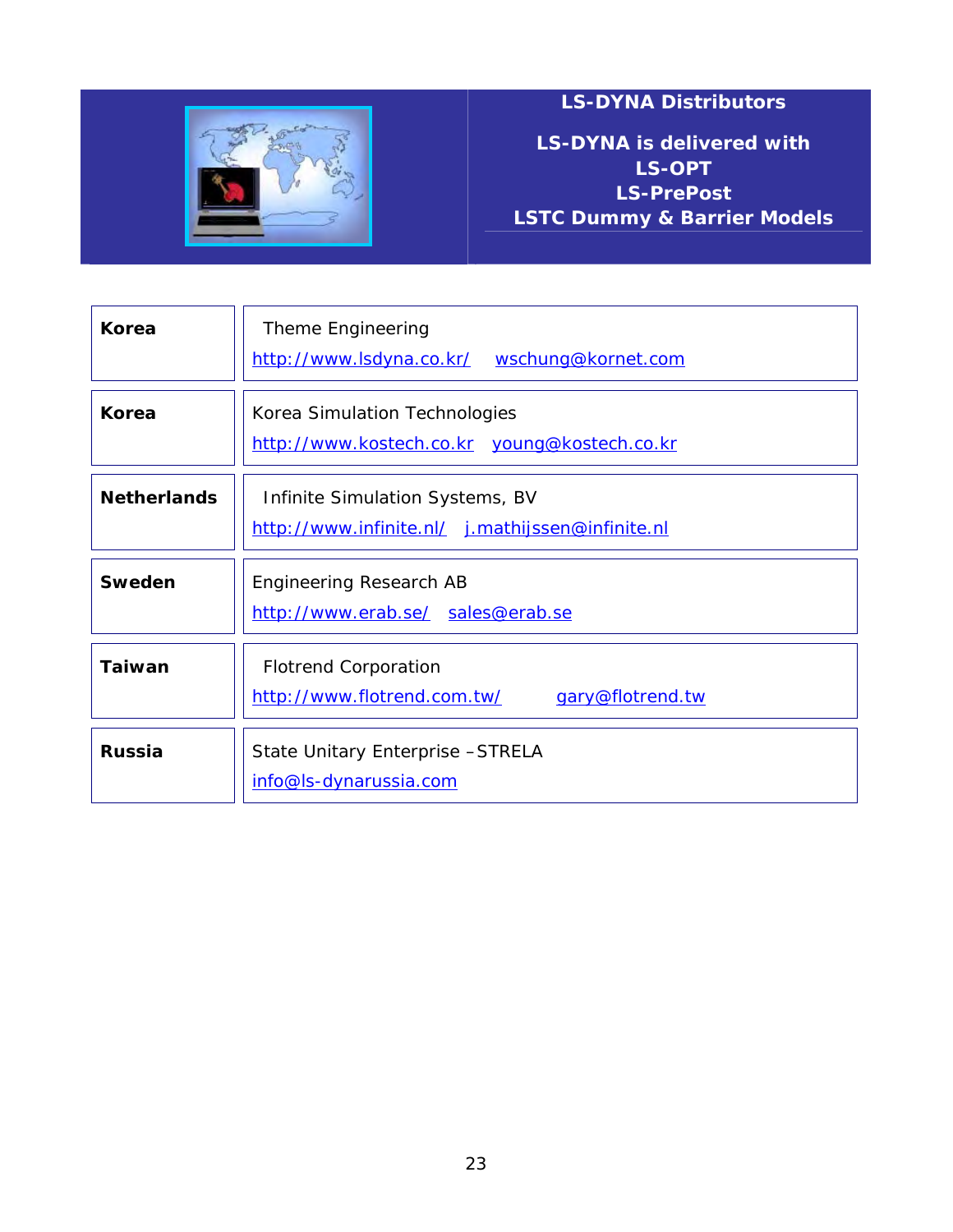## LS-DYNA Distributors

**LS-DYNA is delivered with**
**LS-OPT**
**LS-PrePost**
**LSTC Dummy & Barrier Models**

| | |
|---|---|
| **Korea** | Theme Engineering<br>http://www.lsdyna.co.kr/ wschung@kornet.com |
| **Korea** | Korea Simulation Technologies<br>http://www.kostech.co.kr young@kostech.co.kr |
| **Netherlands** | Infinite Simulation Systems, BV<br>http://www.infinite.nl/ j.mathijssen@infinite.nl |
| **Sweden** | Engineering Research AB<br>http://www.erab.se/ sales@erab.se |
| **Taiwan** | Flotrend Corporation<br>http://www.flotrend.com.tw/ gary@flotrend.tw |
| **Russia** | State Unitary Enterprise –STRELA<br>info@ls-dynarussia.com |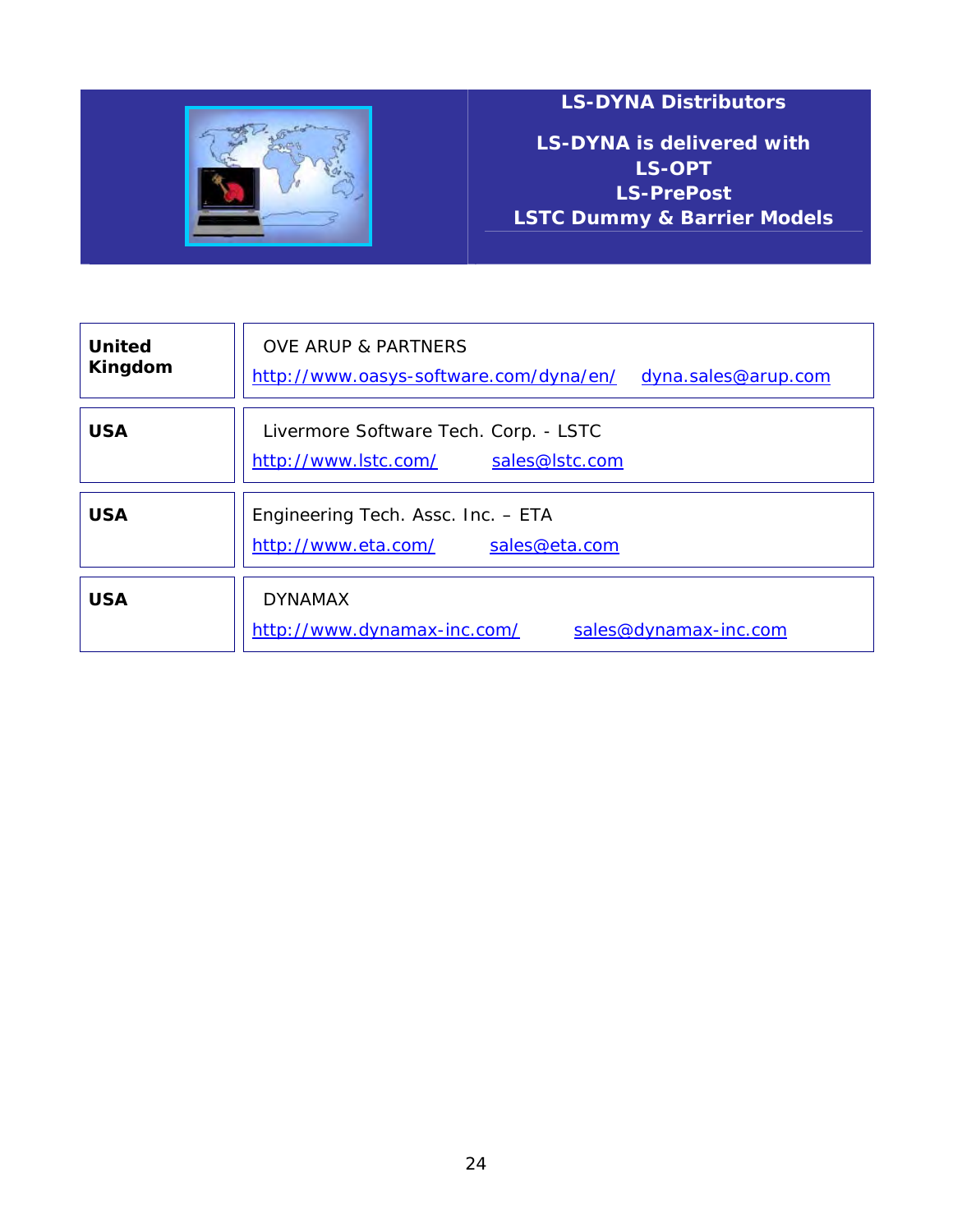## LS-DYNA Distributors

**LS-DYNA is delivered with**
**LS-OPT**
**LS-PrePost**
**LSTC Dummy & Barrier Models**

| | |
|---|---|
| **United Kingdom** | OVE ARUP & PARTNERS<br>http://www.oasys-software.com/dyna/en/ dyna.sales@arup.com |
| **USA** | Livermore Software Tech. Corp. - LSTC<br>http://www.lstc.com/ sales@lstc.com |
| **USA** | Engineering Tech. Assc. Inc. – ETA<br>http://www.eta.com/ sales@eta.com |
| **USA** | DYNAMAX<br>http://www.dynamax-inc.com/ sales@dynamax-inc.com |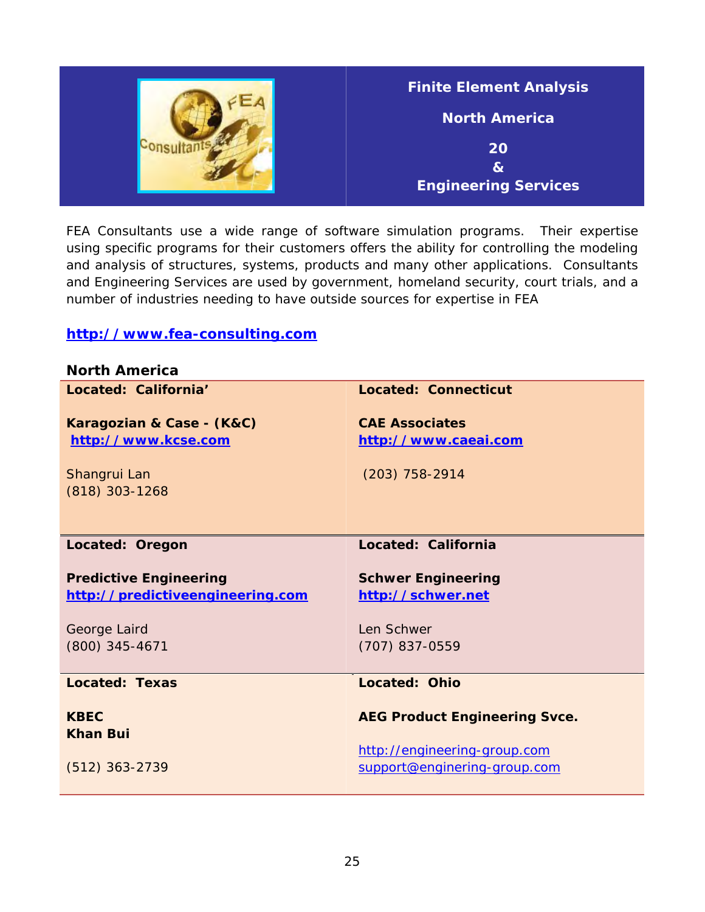# Finite Element Analysis

## North America

## 20 & Engineering Services

FEA Consultants use a wide range of software simulation programs. Their expertise using specific programs for their customers offers the ability for controlling the modeling and analysis of structures, systems, products and many other applications. Consultants and Engineering Services are used by government, homeland security, court trials, and a number of industries needing to have outside sources for expertise in FEA

**http://www.fea-consulting.com**

**North America**

| | |
|---|---|
| **Located: California'**<br><br>**Karagozian & Case - (K&C)**<br>**http://www.kcse.com**<br><br>Shangrui Lan<br>(818) 303-1268 | **Located: Connecticut**<br><br>**CAE Associates**<br>**http://www.caeai.com**<br><br>(203) 758-2914 |
| **Located: Oregon**<br><br>**Predictive Engineering**<br>**http://predictiveengineering.com**<br><br>George Laird<br>(800) 345-4671 | **Located: California**<br><br>**Schwer Engineering**<br>**http://schwer.net**<br><br>Len Schwer<br>(707) 837-0559 |
| **Located: Texas**<br><br>**KBEC**<br>**Khan Bui**<br><br>(512) 363-2739 | **Located: Ohio**<br><br>**AEG Product Engineering Svce.**<br><br>http://engineering-group.com<br>support@enginering-group.com |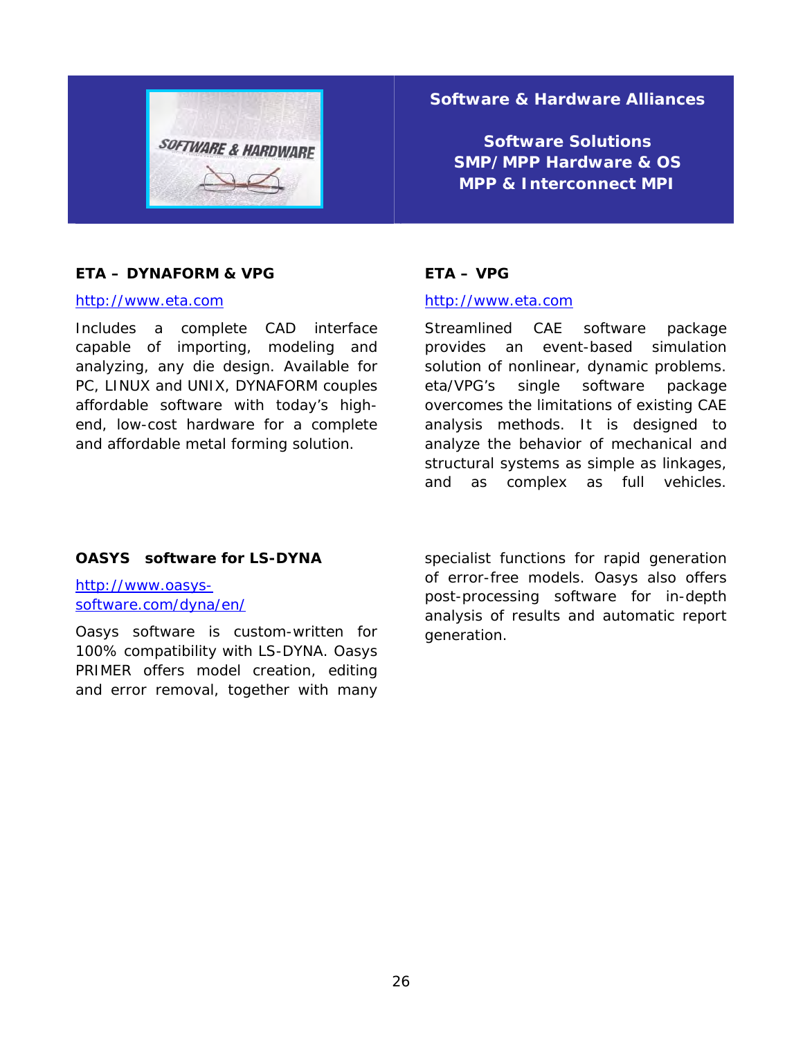## Software & Hardware Alliances

**Software Solutions**
**SMP/MPP Hardware & OS**
**MPP & Interconnect MPI**

### ETA – DYNAFORM & VPG

http://www.eta.com

Includes a complete CAD interface capable of importing, modeling and analyzing, any die design. Available for PC, LINUX and UNIX, DYNAFORM couples affordable software with today's high-end, low-cost hardware for a complete and affordable metal forming solution.

### ETA – VPG

http://www.eta.com

Streamlined CAE software package provides an event-based simulation solution of nonlinear, dynamic problems. eta/VPG's single software package overcomes the limitations of existing CAE analysis methods. It is designed to analyze the behavior of mechanical and structural systems as simple as linkages, and as complex as full vehicles.

### OASYS software for LS-DYNA

http://www.oasys-software.com/dyna/en/

Oasys software is custom-written for 100% compatibility with LS-DYNA. Oasys PRIMER offers model creation, editing and error removal, together with many specialist functions for rapid generation of error-free models. Oasys also offers post-processing software for in-depth analysis of results and automatic report generation.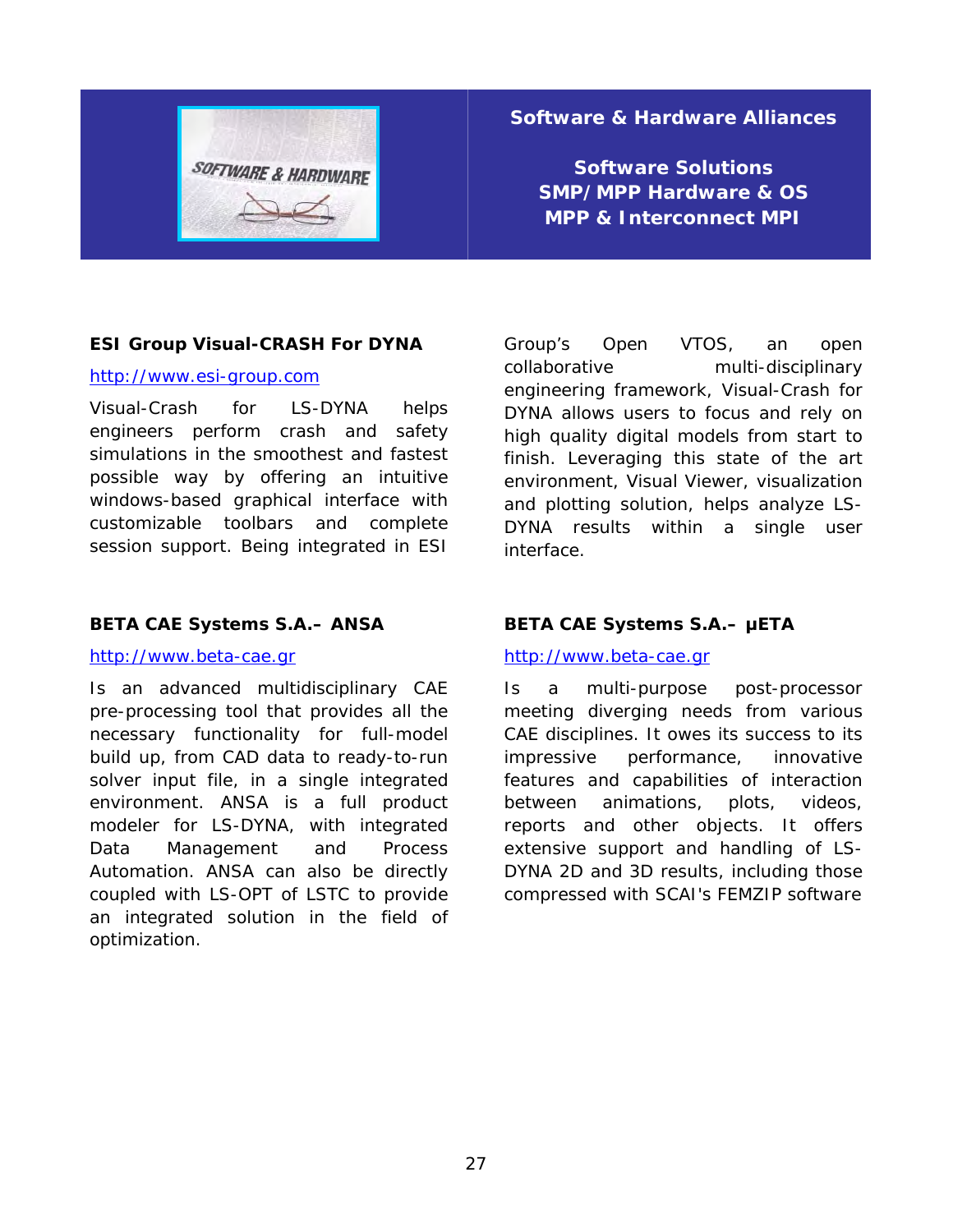## Software & Hardware Alliances

**Software Solutions**
**SMP/MPP Hardware & OS**
**MPP & Interconnect MPI**

### ESI Group Visual-CRASH For DYNA

http://www.esi-group.com

Visual-Crash for LS-DYNA helps engineers perform crash and safety simulations in the smoothest and fastest possible way by offering an intuitive windows-based graphical interface with customizable toolbars and complete session support. Being integrated in ESI Group's Open VTOS, an open collaborative multi-disciplinary engineering framework, Visual-Crash for DYNA allows users to focus and rely on high quality digital models from start to finish. Leveraging this state of the art environment, Visual Viewer, visualization and plotting solution, helps analyze LS-DYNA results within a single user interface.

### BETA CAE Systems S.A.– ANSA

http://www.beta-cae.gr

Is an advanced multidisciplinary CAE pre-processing tool that provides all the necessary functionality for full-model build up, from CAD data to ready-to-run solver input file, in a single integrated environment. ANSA is a full product modeler for LS-DYNA, with integrated Data Management and Process Automation. ANSA can also be directly coupled with LS-OPT of LSTC to provide an integrated solution in the field of optimization.

### BETA CAE Systems S.A.– μETA

http://www.beta-cae.gr

Is a multi-purpose post-processor meeting diverging needs from various CAE disciplines. It owes its success to its impressive performance, innovative features and capabilities of interaction between animations, plots, videos, reports and other objects. It offers extensive support and handling of LS-DYNA 2D and 3D results, including those compressed with SCAI's FEMZIP software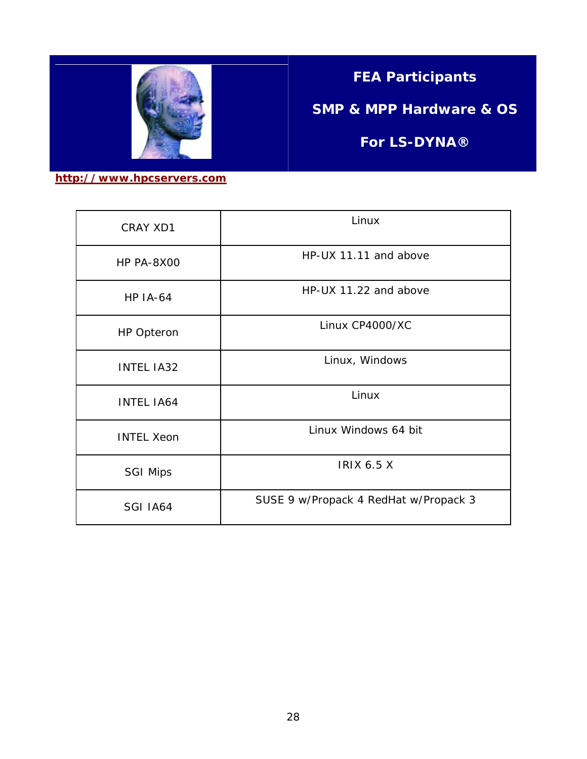**FEA Participants**

**SMP & MPP Hardware & OS**

**For LS-DYNA®**

**http://www.hpcservers.com**

| | |
|---|---|
| CRAY XD1 | Linux |
| HP PA-8X00 | HP-UX 11.11 and above |
| HP IA-64 | HP-UX 11.22 and above |
| HP Opteron | Linux CP4000/XC |
| INTEL IA32 | Linux, Windows |
| INTEL IA64 | Linux |
| INTEL Xeon | Linux Windows 64 bit |
| SGI Mips | IRIX 6.5 X |
| SGI IA64 | SUSE 9 w/Propack 4 RedHat w/Propack 3 |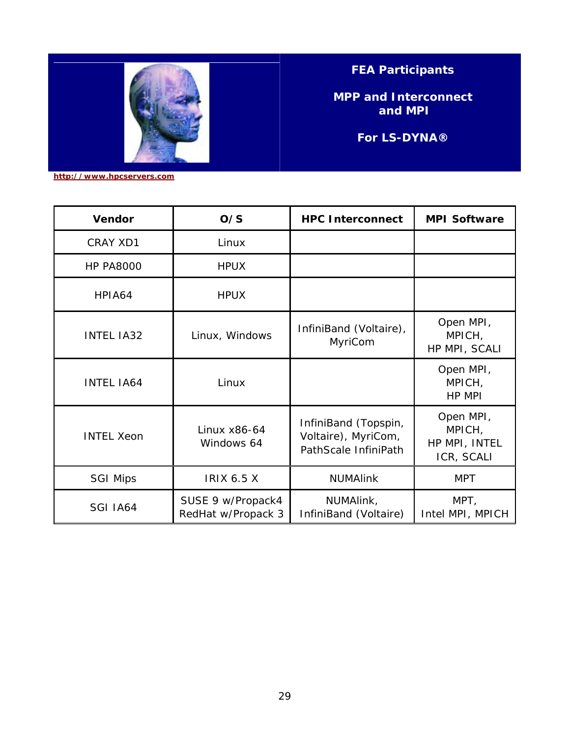**FEA Participants**

**MPP and Interconnect and MPI**

**For LS-DYNA®**

http://www.hpcservers.com

| Vendor | O/S | HPC Interconnect | MPI Software |
|---|---|---|---|
| CRAY XD1 | Linux | | |
| HP PA8000 | HPUX | | |
| HPIA64 | HPUX | | |
| INTEL IA32 | Linux, Windows | InfiniBand (Voltaire), MyriCom | Open MPI, MPICH, HP MPI, SCALI |
| INTEL IA64 | Linux | | Open MPI, MPICH, HP MPI |
| INTEL Xeon | Linux x86-64 Windows 64 | InfiniBand (Topspin, Voltaire), MyriCom, PathScale InfiniPath | Open MPI, MPICH, HP MPI, INTEL ICR, SCALI |
| SGI Mips | IRIX 6.5 X | NUMAlink | MPT |
| SGI IA64 | SUSE 9 w/Propack4 RedHat w/Propack 3 | NUMAlink, InfiniBand (Voltaire) | MPT, Intel MPI, MPICH |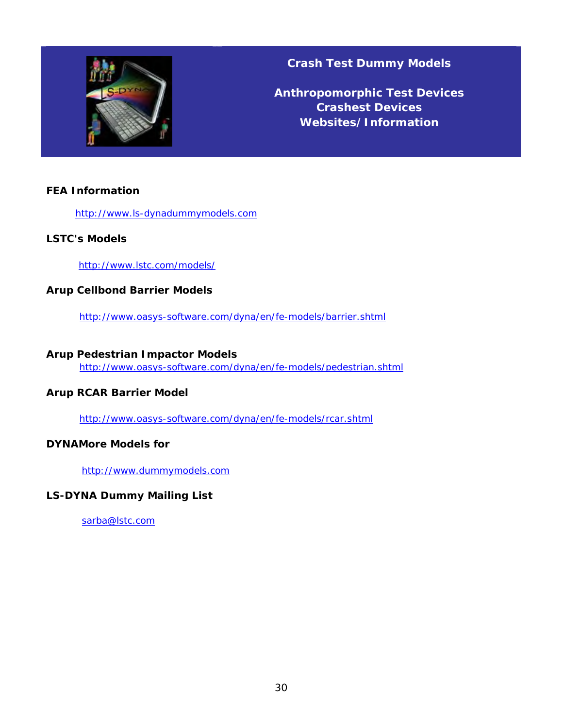## Crash Test Dummy Models

### Anthropomorphic Test Devices
### Crashest Devices
### Websites/Information

**FEA Information**

http://www.ls-dynadummymodels.com

**LSTC's Models**

http://www.lstc.com/models/

**Arup Cellbond Barrier Models**

http://www.oasys-software.com/dyna/en/fe-models/barrier.shtml

**Arup Pedestrian Impactor Models**

http://www.oasys-software.com/dyna/en/fe-models/pedestrian.shtml

**Arup RCAR Barrier Model**

http://www.oasys-software.com/dyna/en/fe-models/rcar.shtml

**DYNAMore Models for**

http://www.dummymodels.com

**LS-DYNA Dummy Mailing List**

sarba@lstc.com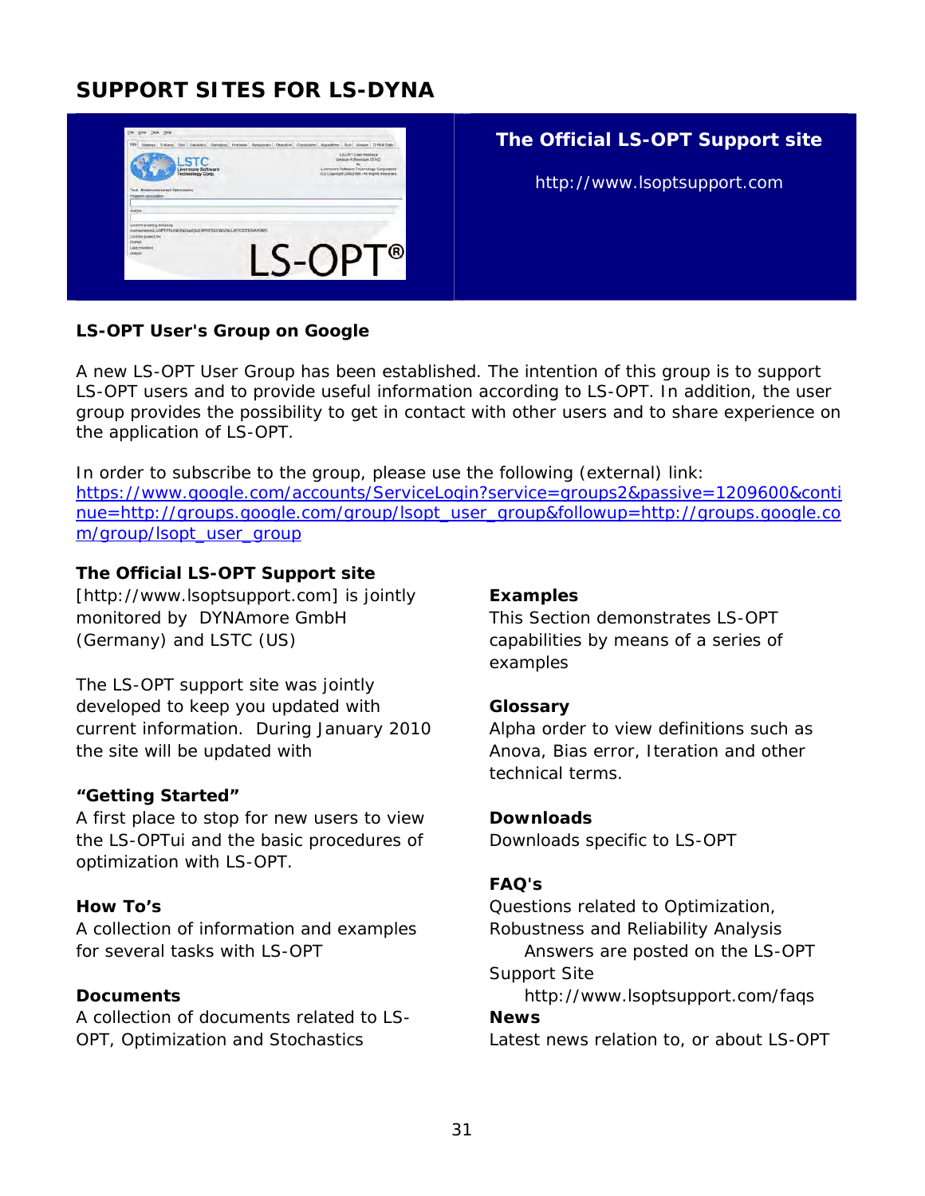## SUPPORT SITES FOR LS-DYNA

**The Official LS-OPT Support site**

http://www.lsoptsupport.com

**LS-OPT User's Group on Google**

A new LS-OPT User Group has been established. The intention of this group is to support LS-OPT users and to provide useful information according to LS-OPT. In addition, the user group provides the possibility to get in contact with other users and to share experience on the application of LS-OPT.

In order to subscribe to the group, please use the following (external) link:
https://www.google.com/accounts/ServiceLogin?service=groups2&passive=1209600&continue=http://groups.google.com/group/lsopt_user_group&followup=http://groups.google.com/group/lsopt_user_group

**The Official LS-OPT Support site**
[http://www.lsoptsupport.com] is jointly monitored by DYNAmore GmbH (Germany) and LSTC (US)

The LS-OPT support site was jointly developed to keep you updated with current information. During January 2010 the site will be updated with

**"Getting Started"**
A first place to stop for new users to view the LS-OPTui and the basic procedures of optimization with LS-OPT.

**How To's**
A collection of information and examples for several tasks with LS-OPT

**Documents**
A collection of documents related to LS-OPT, Optimization and Stochastics

**Examples**
This Section demonstrates LS-OPT capabilities by means of a series of examples

**Glossary**
Alpha order to view definitions such as Anova, Bias error, Iteration and other technical terms.

**Downloads**
Downloads specific to LS-OPT

**FAQ's**
Questions related to Optimization, Robustness and Reliability Analysis
Answers are posted on the LS-OPT Support Site
http://www.lsoptsupport.com/faqs

**News**
Latest news relation to, or about LS-OPT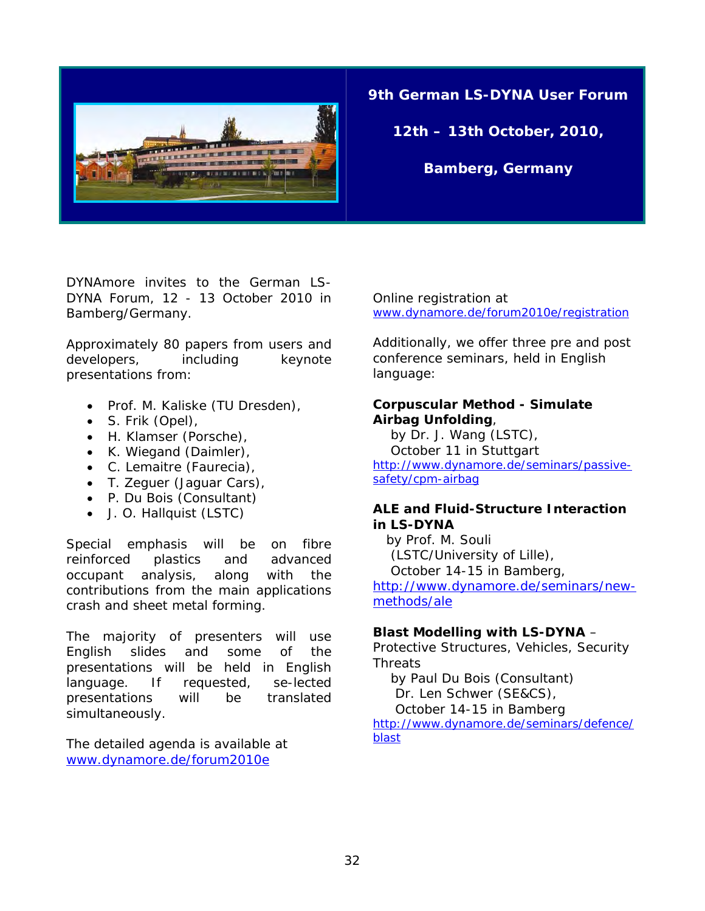## 9th German LS-DYNA User Forum

**12th – 13th October, 2010,**

**Bamberg, Germany**

DYNAmore invites to the German LS-DYNA Forum, 12 - 13 October 2010 in Bamberg/Germany.

Approximately 80 papers from users and developers, including keynote presentations from:

- Prof. M. Kaliske (TU Dresden),
- S. Frik (Opel),
- H. Klamser (Porsche),
- K. Wiegand (Daimler),
- C. Lemaitre (Faurecia),
- T. Zeguer (Jaguar Cars),
- P. Du Bois (Consultant)
- J. O. Hallquist (LSTC)

Special emphasis will be on fibre reinforced plastics and advanced occupant analysis, along with the contributions from the main applications crash and sheet metal forming.

The majority of presenters will use English slides and some of the presentations will be held in English language. If requested, se-lected presentations will be translated simultaneously.

The detailed agenda is available at www.dynamore.de/forum2010e

Online registration at
www.dynamore.de/forum2010e/registration

Additionally, we offer three pre and post conference seminars, held in English language:

**Corpuscular Method - Simulate Airbag Unfolding**,
by Dr. J. Wang (LSTC),
October 11 in Stuttgart
http://www.dynamore.de/seminars/passive-safety/cpm-airbag

**ALE and Fluid-Structure Interaction in LS-DYNA**
by Prof. M. Souli
(LSTC/University of Lille),
October 14-15 in Bamberg,
http://www.dynamore.de/seminars/new-methods/ale

**Blast Modelling with LS-DYNA** – Protective Structures, Vehicles, Security Threats
by Paul Du Bois (Consultant)
Dr. Len Schwer (SE&CS),
October 14-15 in Bamberg
http://www.dynamore.de/seminars/defence/blast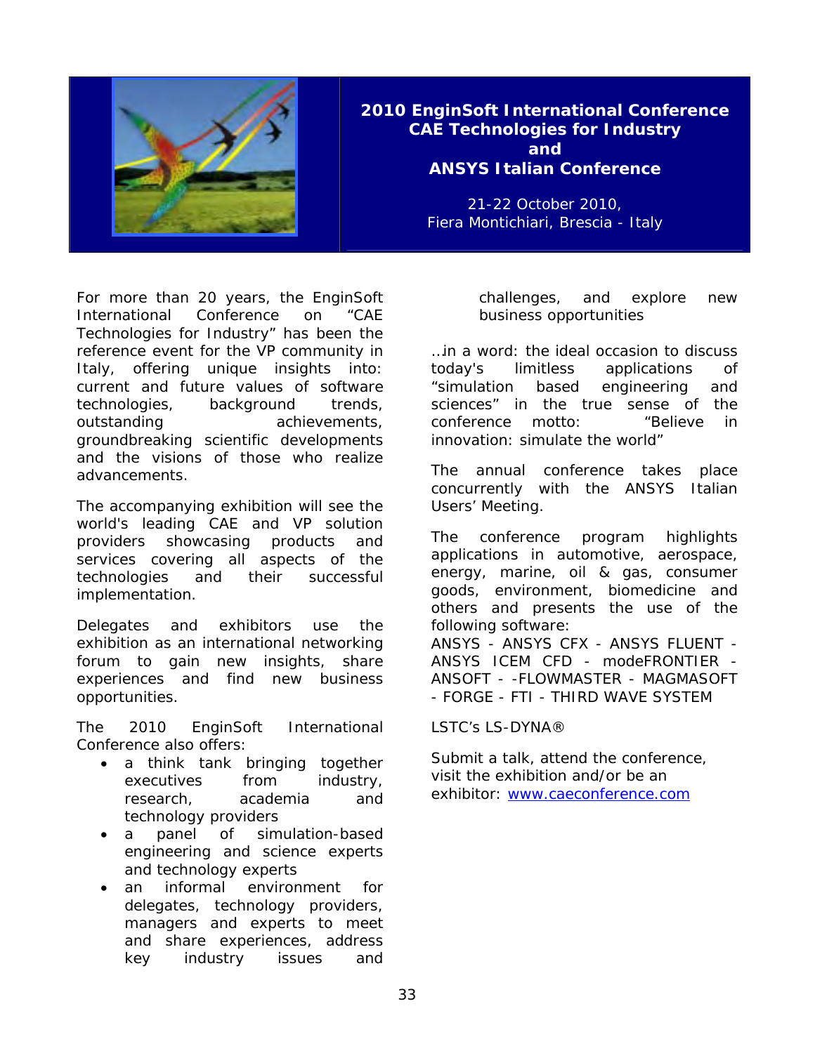## 2010 EnginSoft International Conference CAE Technologies for Industry and ANSYS Italian Conference

21-22 October 2010,
Fiera Montichiari, Brescia - Italy

For more than 20 years, the EnginSoft International Conference on "CAE Technologies for Industry" has been the reference event for the VP community in Italy, offering unique insights into: current and future values of software technologies, background trends, outstanding achievements, groundbreaking scientific developments and the visions of those who realize advancements.

The accompanying exhibition will see the world's leading CAE and VP solution providers showcasing products and services covering all aspects of the technologies and their successful implementation.

Delegates and exhibitors use the exhibition as an international networking forum to gain new insights, share experiences and find new business opportunities.

The 2010 EnginSoft International Conference also offers:

- a think tank bringing together executives from industry, research, academia and technology providers
- a panel of simulation-based engineering and science experts and technology experts
- an informal environment for delegates, technology providers, managers and experts to meet and share experiences, address key industry issues and challenges, and explore new business opportunities

..in a word: the ideal occasion to discuss today's limitless applications of "simulation based engineering and sciences" in the true sense of the conference motto: "Believe in innovation: simulate the world"

The annual conference takes place concurrently with the ANSYS Italian Users' Meeting.

The conference program highlights applications in automotive, aerospace, energy, marine, oil & gas, consumer goods, environment, biomedicine and others and presents the use of the following software:
ANSYS - ANSYS CFX - ANSYS FLUENT - ANSYS ICEM CFD - modeFRONTIER - ANSOFT - -FLOWMASTER - MAGMASOFT - FORGE - FTI - THIRD WAVE SYSTEM

LSTC's LS-DYNA®

Submit a talk, attend the conference, visit the exhibition and/or be an exhibitor: [www.caeconference.com](http://www.caeconference.com)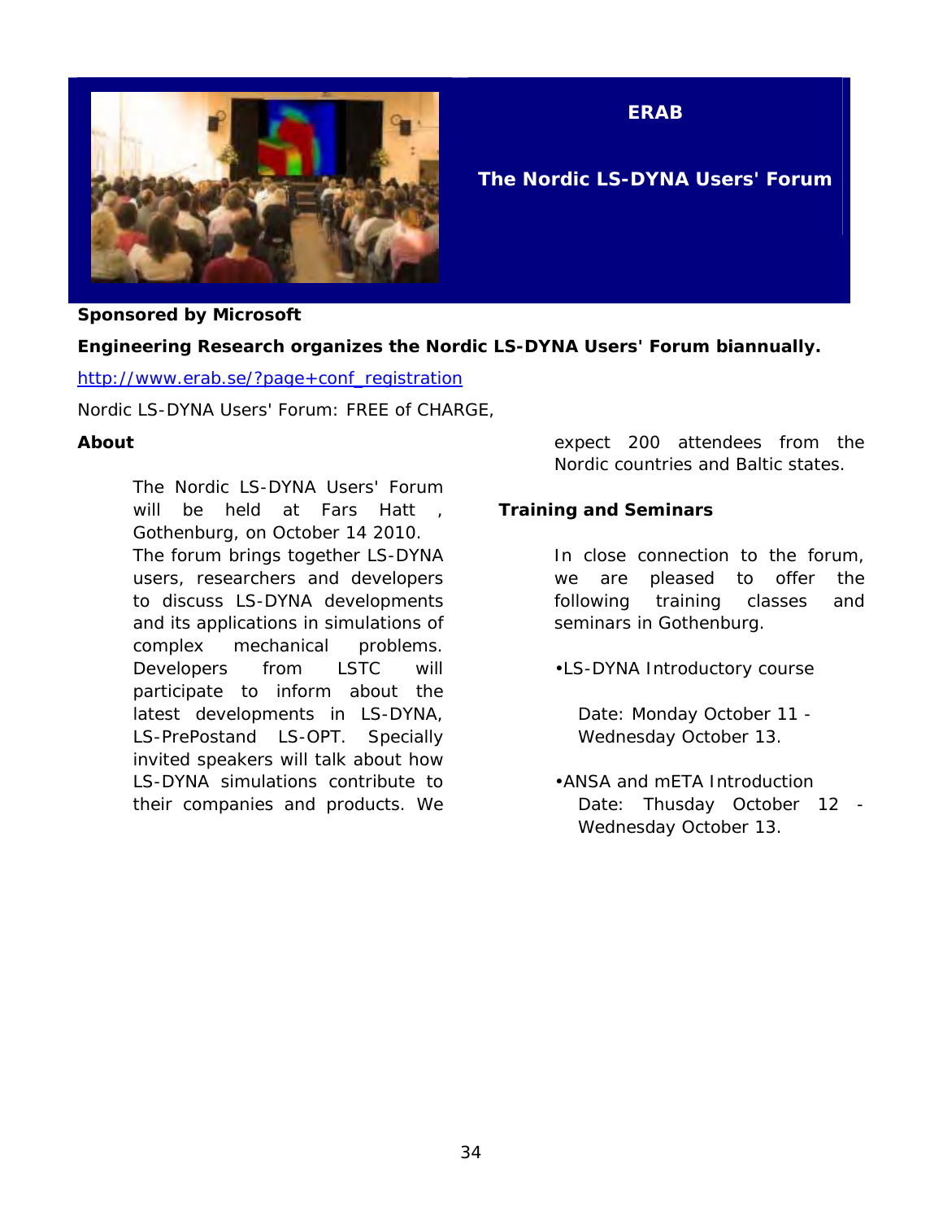# ERAB

## The Nordic LS-DYNA Users' Forum

**Sponsored by Microsoft**

**Engineering Research organizes the Nordic LS-DYNA Users' Forum biannually.**

[http://www.erab.se/?page+conf_registration](http://www.erab.se/?page+conf_registration)

Nordic LS-DYNA Users' Forum: FREE of CHARGE,

**About**

The Nordic LS-DYNA Users' Forum will be held at Fars Hatt , Gothenburg, on October 14 2010. The forum brings together LS-DYNA users, researchers and developers to discuss LS-DYNA developments and its applications in simulations of complex mechanical problems. Developers from LSTC will participate to inform about the latest developments in LS-DYNA, LS-PrePostand LS-OPT. Specially invited speakers will talk about how LS-DYNA simulations contribute to their companies and products. We expect 200 attendees from the Nordic countries and Baltic states.

**Training and Seminars**

In close connection to the forum, we are pleased to offer the following training classes and seminars in Gothenburg.

- LS-DYNA Introductory course

  Date: Monday October 11 - Wednesday October 13.

- ANSA and mETA Introduction

  Date: Thusday October 12 - Wednesday October 13.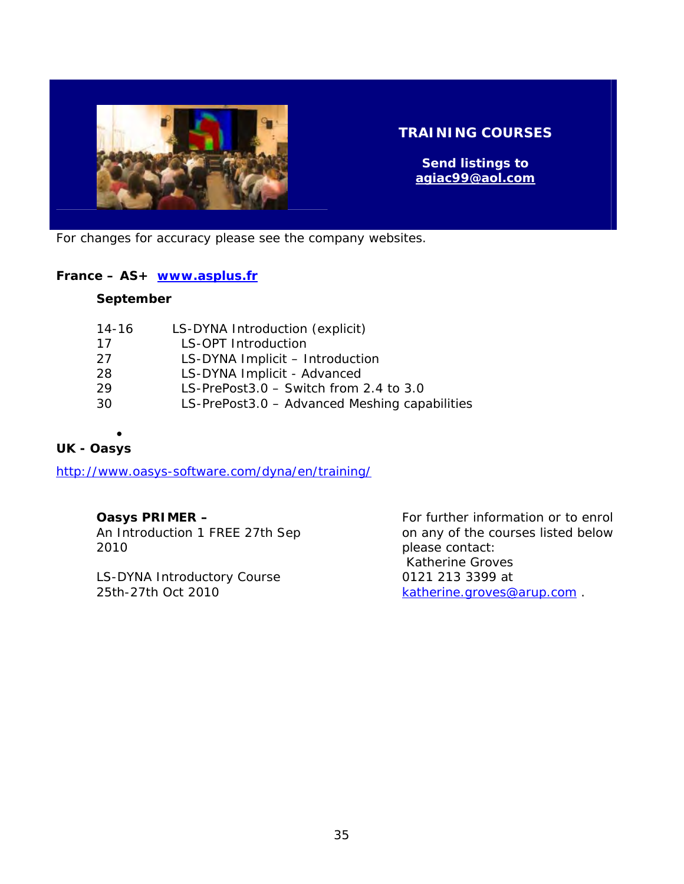# TRAINING COURSES

**Send listings to**
**agiac99@aol.com**

For changes for accuracy please see the company websites.

**France – AS+ www.asplus.fr**

**September**

| | |
|---|---|
| 14-16 | LS-DYNA Introduction (explicit) |
| 17 | LS-OPT Introduction |
| 27 | LS-DYNA Implicit – Introduction |
| 28 | LS-DYNA Implicit - Advanced |
| 29 | LS-PrePost3.0 – Switch from 2.4 to 3.0 |
| 30 | LS-PrePost3.0 – Advanced Meshing capabilities |

**UK - Oasys**

http://www.oasys-software.com/dyna/en/training/

**Oasys PRIMER –**
An Introduction 1 FREE 27th Sep 2010

LS-DYNA Introductory Course
25th-27th Oct 2010

For further information or to enrol on any of the courses listed below please contact:
Katherine Groves
0121 213 3399 at
katherine.groves@arup.com .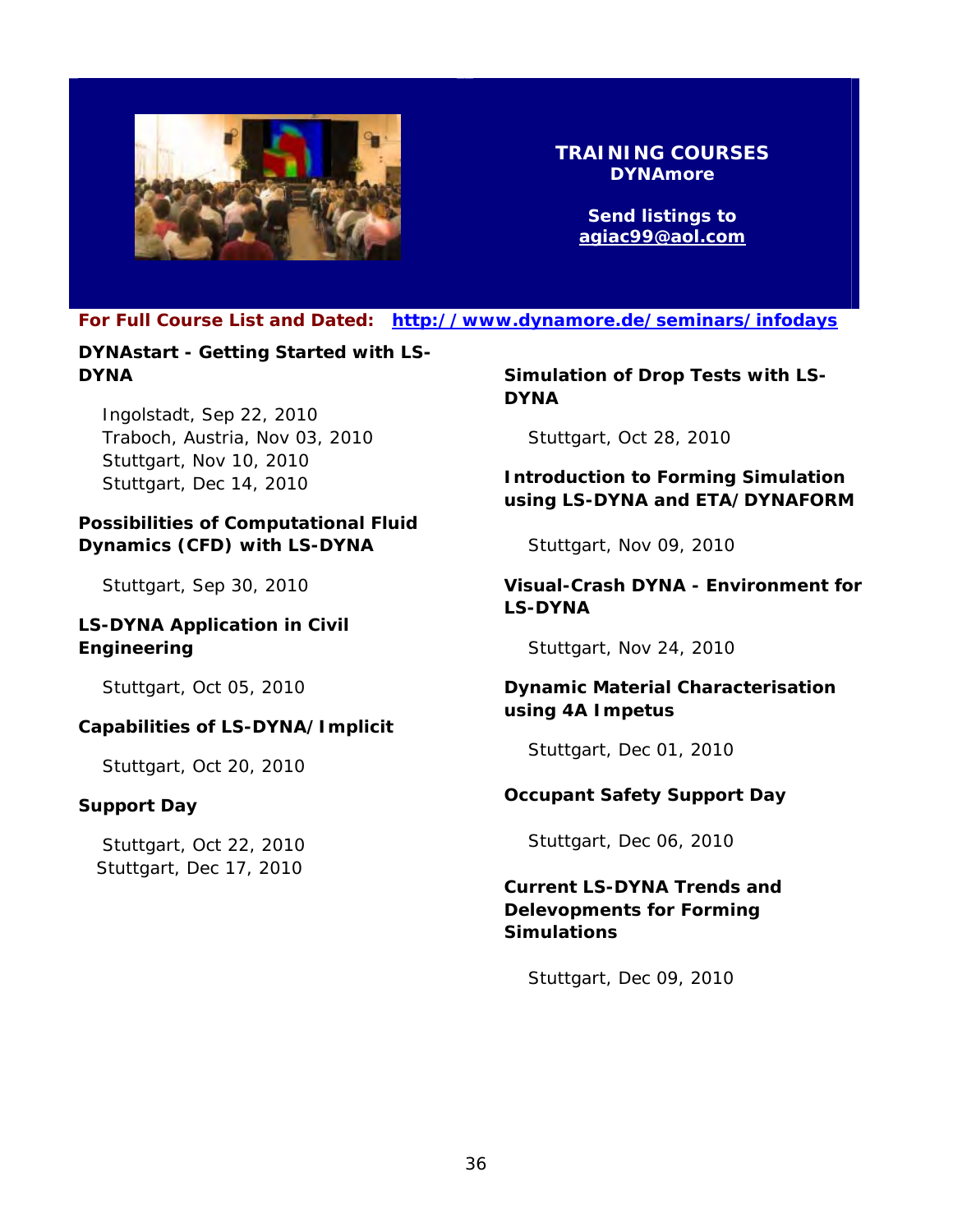# TRAINING COURSES

**DYNAmore**

**Send listings to agiac99@aol.com**

**For Full Course List and Dated: http://www.dynamore.de/seminars/infodays**

### DYNAstart - Getting Started with LS-DYNA

Ingolstadt, Sep 22, 2010
Traboch, Austria, Nov 03, 2010
Stuttgart, Nov 10, 2010
Stuttgart, Dec 14, 2010

### Possibilities of Computational Fluid Dynamics (CFD) with LS-DYNA

Stuttgart, Sep 30, 2010

### LS-DYNA Application in Civil Engineering

Stuttgart, Oct 05, 2010

### Capabilities of LS-DYNA/Implicit

Stuttgart, Oct 20, 2010

### Support Day

Stuttgart, Oct 22, 2010
Stuttgart, Dec 17, 2010

### Simulation of Drop Tests with LS-DYNA

Stuttgart, Oct 28, 2010

### Introduction to Forming Simulation using LS-DYNA and ETA/DYNAFORM

Stuttgart, Nov 09, 2010

### Visual-Crash DYNA - Environment for LS-DYNA

Stuttgart, Nov 24, 2010

### Dynamic Material Characterisation using 4A Impetus

Stuttgart, Dec 01, 2010

### Occupant Safety Support Day

Stuttgart, Dec 06, 2010

### Current LS-DYNA Trends and Delevopments for Forming Simulations

Stuttgart, Dec 09, 2010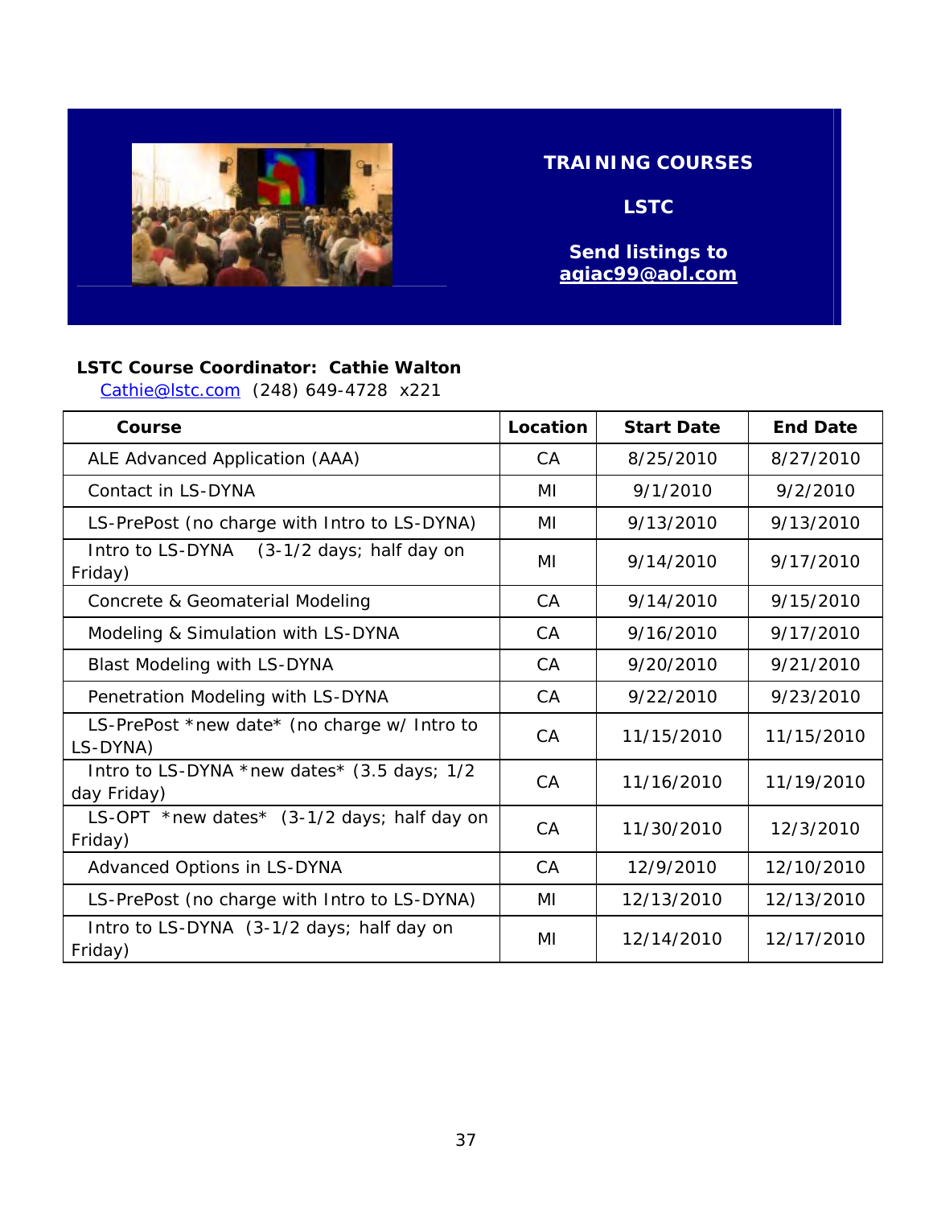# TRAINING COURSES

## LSTC

**Send listings to agiac99@aol.com**

**LSTC Course Coordinator: Cathie Walton**

Cathie@lstc.com (248) 649-4728 x221

| Course | Location | Start Date | End Date |
|---|---|---|---|
| ALE Advanced Application (AAA) | CA | 8/25/2010 | 8/27/2010 |
| Contact in LS-DYNA | MI | 9/1/2010 | 9/2/2010 |
| LS-PrePost (no charge with Intro to LS-DYNA) | MI | 9/13/2010 | 9/13/2010 |
| Intro to LS-DYNA (3-1/2 days; half day on Friday) | MI | 9/14/2010 | 9/17/2010 |
| Concrete & Geomaterial Modeling | CA | 9/14/2010 | 9/15/2010 |
| Modeling & Simulation with LS-DYNA | CA | 9/16/2010 | 9/17/2010 |
| Blast Modeling with LS-DYNA | CA | 9/20/2010 | 9/21/2010 |
| Penetration Modeling with LS-DYNA | CA | 9/22/2010 | 9/23/2010 |
| LS-PrePost *new date* (no charge w/ Intro to LS-DYNA) | CA | 11/15/2010 | 11/15/2010 |
| Intro to LS-DYNA *new dates* (3.5 days; 1/2 day Friday) | CA | 11/16/2010 | 11/19/2010 |
| LS-OPT *new dates* (3-1/2 days; half day on Friday) | CA | 11/30/2010 | 12/3/2010 |
| Advanced Options in LS-DYNA | CA | 12/9/2010 | 12/10/2010 |
| LS-PrePost (no charge with Intro to LS-DYNA) | MI | 12/13/2010 | 12/13/2010 |
| Intro to LS-DYNA (3-1/2 days; half day on Friday) | MI | 12/14/2010 | 12/17/2010 |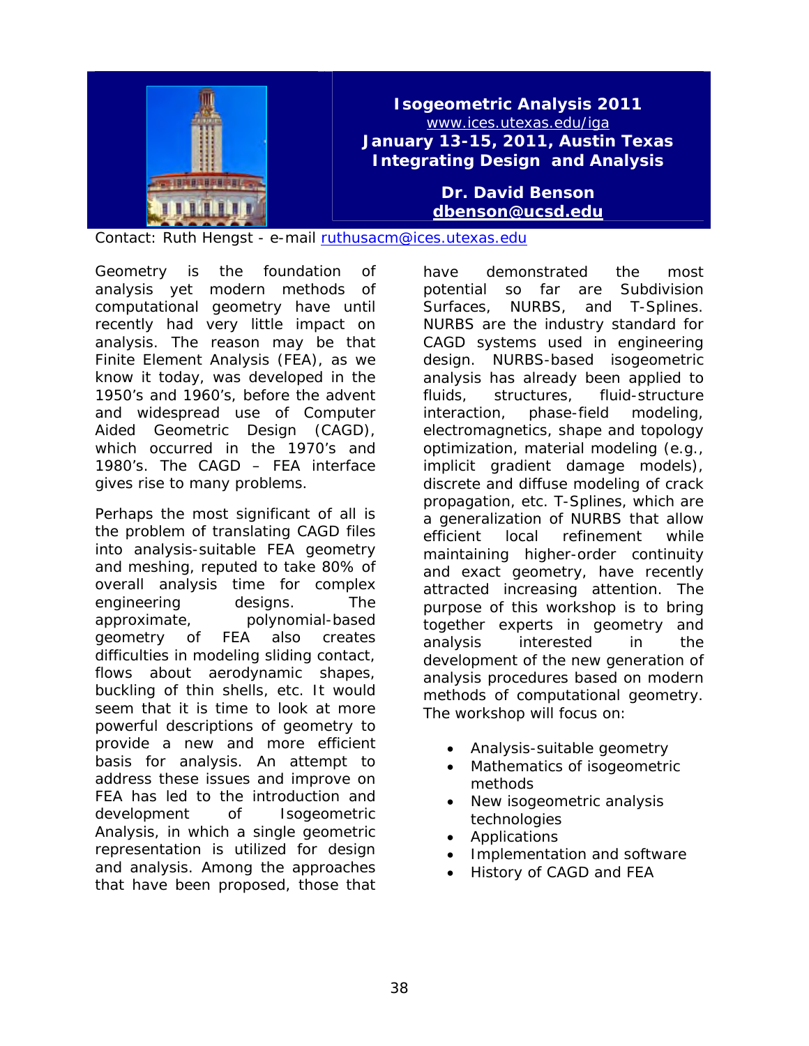## Isogeometric Analysis 2011

www.ices.utexas.edu/iga

**January 13-15, 2011, Austin Texas**

**Integrating Design and Analysis**

**Dr. David Benson**

**dbenson@ucsd.edu**

Contact: Ruth Hengst - e-mail ruthusacm@ices.utexas.edu

Geometry is the foundation of analysis yet modern methods of computational geometry have until recently had very little impact on analysis. The reason may be that Finite Element Analysis (FEA), as we know it today, was developed in the 1950's and 1960's, before the advent and widespread use of Computer Aided Geometric Design (CAGD), which occurred in the 1970's and 1980's. The CAGD – FEA interface gives rise to many problems.

Perhaps the most significant of all is the problem of translating CAGD files into analysis-suitable FEA geometry and meshing, reputed to take 80% of overall analysis time for complex engineering designs. The approximate, polynomial-based geometry of FEA also creates difficulties in modeling sliding contact, flows about aerodynamic shapes, buckling of thin shells, etc. It would seem that it is time to look at more powerful descriptions of geometry to provide a new and more efficient basis for analysis. An attempt to address these issues and improve on FEA has led to the introduction and development of Isogeometric Analysis, in which a single geometric representation is utilized for design and analysis. Among the approaches that have been proposed, those that have demonstrated the most potential so far are Subdivision Surfaces, NURBS, and T-Splines. NURBS are the industry standard for CAGD systems used in engineering design. NURBS-based isogeometric analysis has already been applied to fluids, structures, fluid-structure interaction, phase-field modeling, electromagnetics, shape and topology optimization, material modeling (e.g., implicit gradient damage models), discrete and diffuse modeling of crack propagation, etc. T-Splines, which are a generalization of NURBS that allow efficient local refinement while maintaining higher-order continuity and exact geometry, have recently attracted increasing attention. The purpose of this workshop is to bring together experts in geometry and analysis interested in the development of the new generation of analysis procedures based on modern methods of computational geometry. The workshop will focus on:

- Analysis-suitable geometry
- Mathematics of isogeometric methods
- New isogeometric analysis technologies
- Applications
- Implementation and software
- History of CAGD and FEA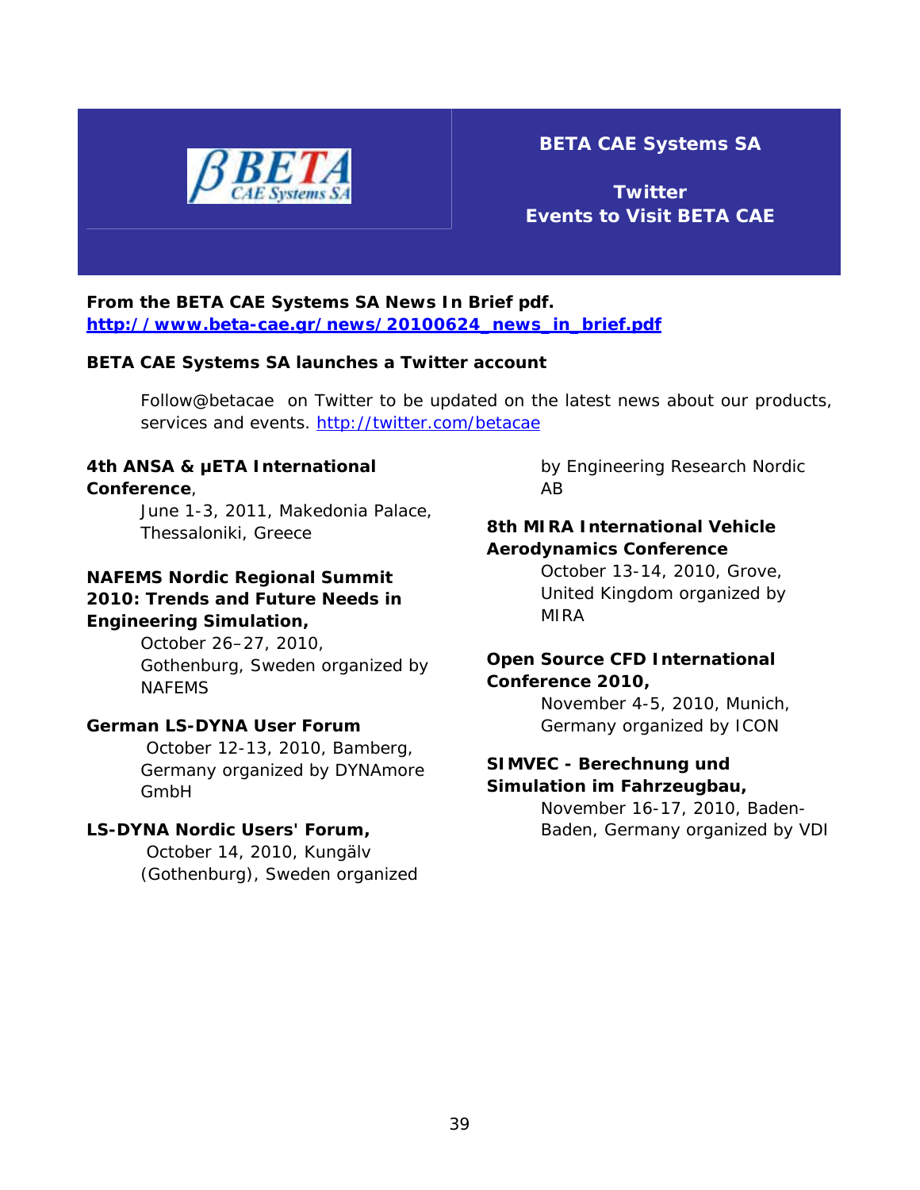# BETA CAE Systems SA

## Twitter
## Events to Visit BETA CAE

**From the BETA CAE Systems SA News In Brief pdf.**
**[http://www.beta-cae.gr/news/20100624_news_in_brief.pdf](http://www.beta-cae.gr/news/20100624_news_in_brief.pdf)**

**BETA CAE Systems SA launches a Twitter account**

> Follow@betacae on Twitter to be updated on the latest news about our products, services and events. [http://twitter.com/betacae](http://twitter.com/betacae)

**4th ANSA & μETA International Conference**,
June 1-3, 2011, Makedonia Palace, Thessaloniki, Greece

**NAFEMS Nordic Regional Summit 2010: Trends and Future Needs in Engineering Simulation,**
October 26–27, 2010, Gothenburg, Sweden organized by NAFEMS

**German LS-DYNA User Forum**
October 12-13, 2010, Bamberg, Germany organized by DYNAmore GmbH

**LS-DYNA Nordic Users' Forum,**
October 14, 2010, Kungälv (Gothenburg), Sweden organized by Engineering Research Nordic AB

**8th MIRA International Vehicle Aerodynamics Conference**
October 13-14, 2010, Grove, United Kingdom organized by MIRA

**Open Source CFD International Conference 2010,**
November 4-5, 2010, Munich, Germany organized by ICON

**SIMVEC - Berechnung und Simulation im Fahrzeugbau,**
November 16-17, 2010, Baden-Baden, Germany organized by VDI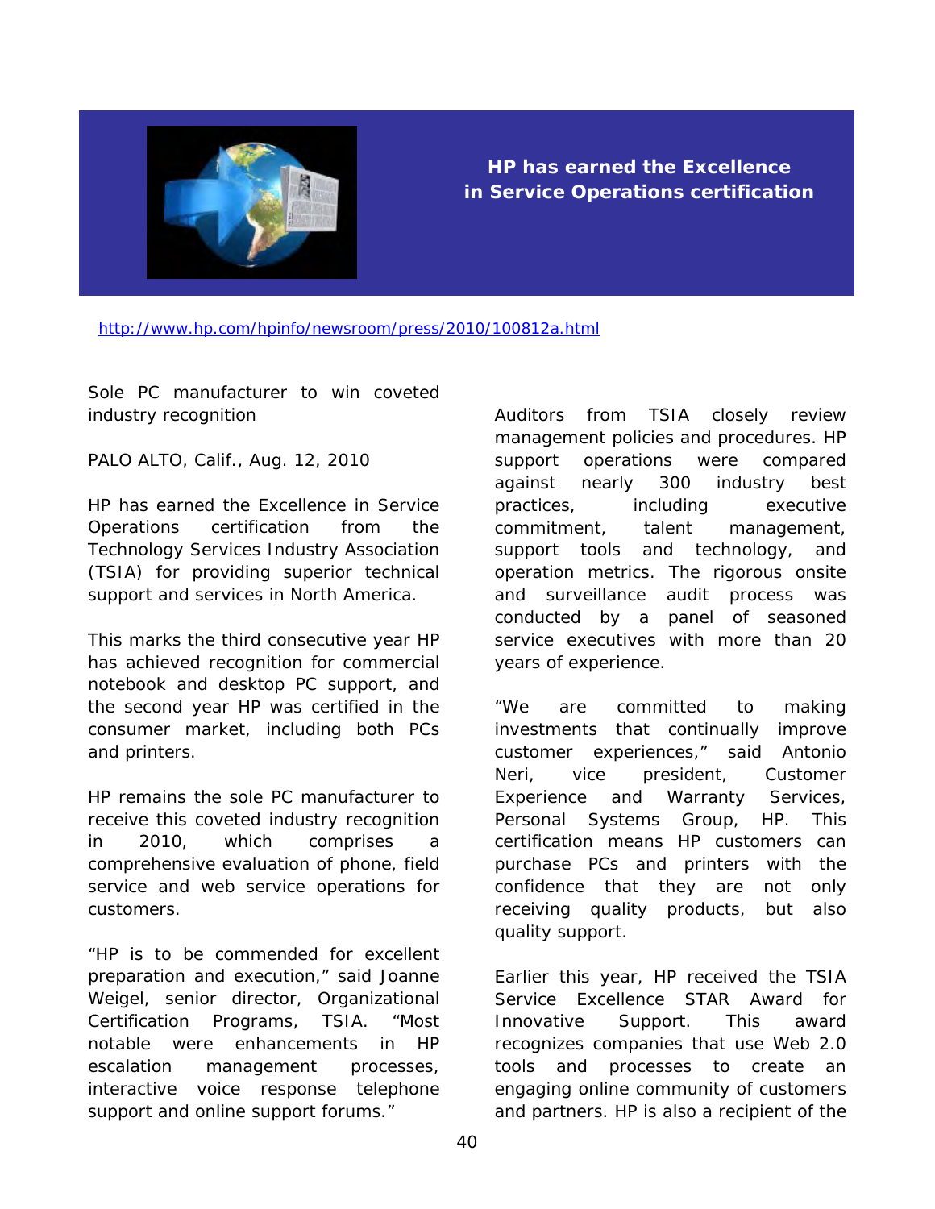## HP has earned the Excellence in Service Operations certification

http://www.hp.com/hpinfo/newsroom/press/2010/100812a.html

Sole PC manufacturer to win coveted industry recognition

PALO ALTO, Calif., Aug. 12, 2010

HP has earned the Excellence in Service Operations certification from the Technology Services Industry Association (TSIA) for providing superior technical support and services in North America.

This marks the third consecutive year HP has achieved recognition for commercial notebook and desktop PC support, and the second year HP was certified in the consumer market, including both PCs and printers.

HP remains the sole PC manufacturer to receive this coveted industry recognition in 2010, which comprises a comprehensive evaluation of phone, field service and web service operations for customers.

"HP is to be commended for excellent preparation and execution," said Joanne Weigel, senior director, Organizational Certification Programs, TSIA. "Most notable were enhancements in HP escalation management processes, interactive voice response telephone support and online support forums."

Auditors from TSIA closely review management policies and procedures. HP support operations were compared against nearly 300 industry best practices, including executive commitment, talent management, support tools and technology, and operation metrics. The rigorous onsite and surveillance audit process was conducted by a panel of seasoned service executives with more than 20 years of experience.

"We are committed to making investments that continually improve customer experiences," said Antonio Neri, vice president, Customer Experience and Warranty Services, Personal Systems Group, HP. This certification means HP customers can purchase PCs and printers with the confidence that they are not only receiving quality products, but also quality support.

Earlier this year, HP received the TSIA Service Excellence STAR Award for Innovative Support. This award recognizes companies that use Web 2.0 tools and processes to create an engaging online community of customers and partners. HP is also a recipient of the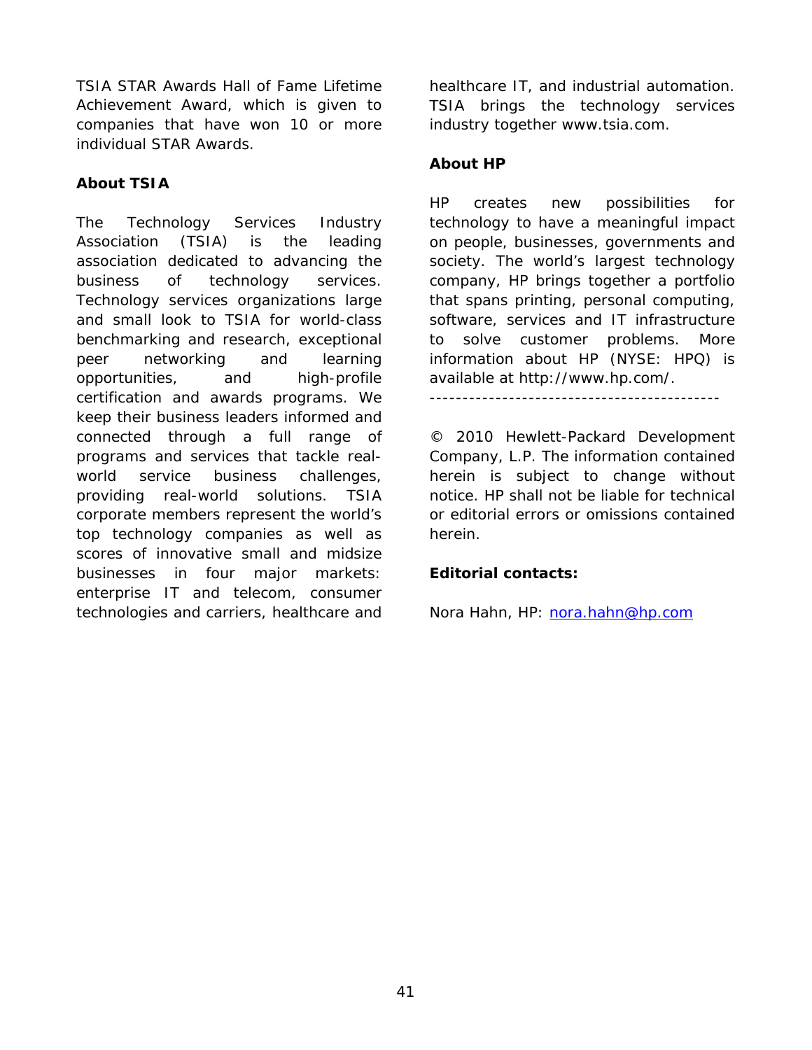TSIA STAR Awards Hall of Fame Lifetime Achievement Award, which is given to companies that have won 10 or more individual STAR Awards.

**About TSIA**

The Technology Services Industry Association (TSIA) is the leading association dedicated to advancing the business of technology services. Technology services organizations large and small look to TSIA for world-class benchmarking and research, exceptional peer networking and learning opportunities, and high-profile certification and awards programs. We keep their business leaders informed and connected through a full range of programs and services that tackle real-world service business challenges, providing real-world solutions. TSIA corporate members represent the world's top technology companies as well as scores of innovative small and midsize businesses in four major markets: enterprise IT and telecom, consumer technologies and carriers, healthcare and healthcare IT, and industrial automation. TSIA brings the technology services industry together www.tsia.com.

**About HP**

HP creates new possibilities for technology to have a meaningful impact on people, businesses, governments and society. The world's largest technology company, HP brings together a portfolio that spans printing, personal computing, software, services and IT infrastructure to solve customer problems. More information about HP (NYSE: HPQ) is available at http://www.hp.com/.

--------------------------------------------

© 2010 Hewlett-Packard Development Company, L.P. The information contained herein is subject to change without notice. HP shall not be liable for technical or editorial errors or omissions contained herein.

**Editorial contacts:**

Nora Hahn, HP: nora.hahn@hp.com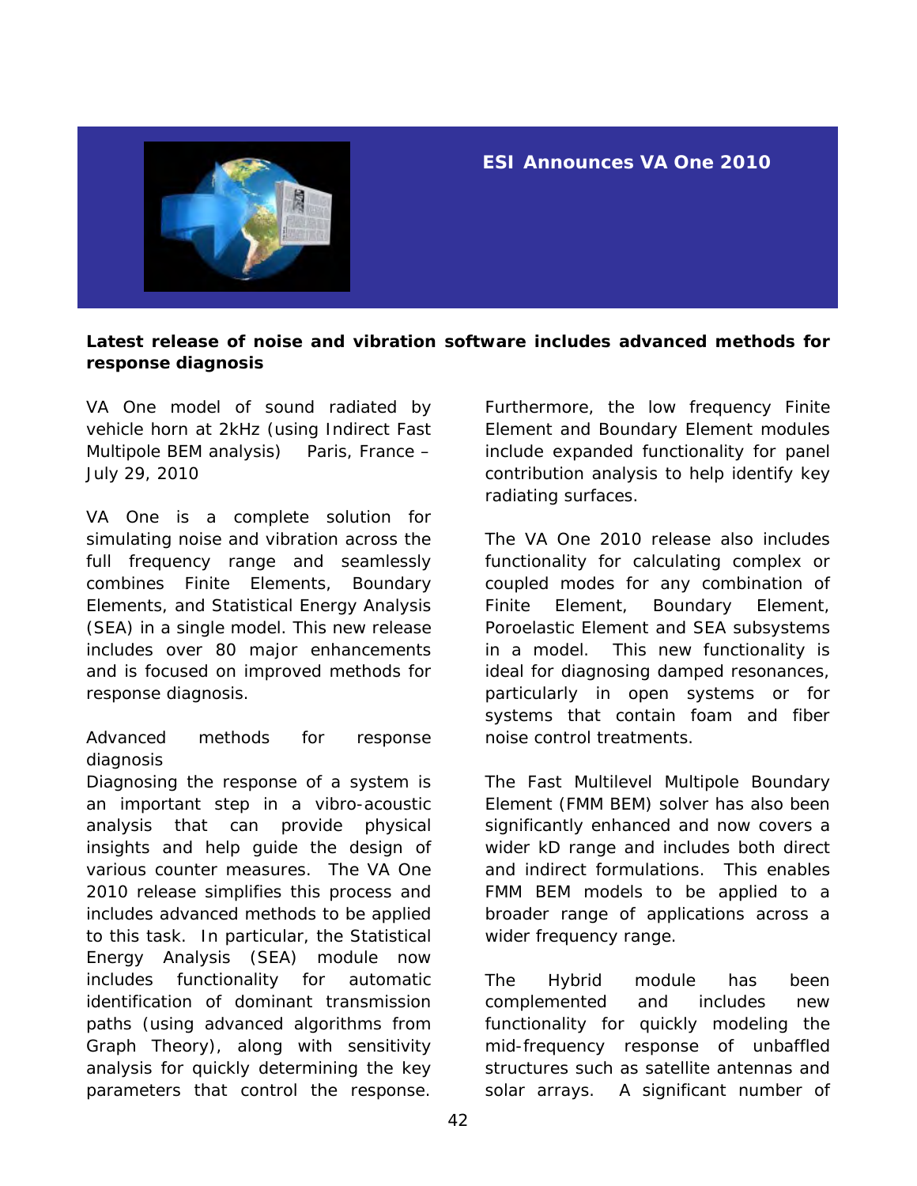## ESI Announces VA One 2010

**Latest release of noise and vibration software includes advanced methods for response diagnosis**

VA One model of sound radiated by vehicle horn at 2kHz (using Indirect Fast Multipole BEM analysis)    Paris, France – July 29, 2010

VA One is a complete solution for simulating noise and vibration across the full frequency range and seamlessly combines Finite Elements, Boundary Elements, and Statistical Energy Analysis (SEA) in a single model. This new release includes over 80 major enhancements and is focused on improved methods for response diagnosis.

Advanced methods for response diagnosis

Diagnosing the response of a system is an important step in a vibro-acoustic analysis that can provide physical insights and help guide the design of various counter measures. The VA One 2010 release simplifies this process and includes advanced methods to be applied to this task. In particular, the Statistical Energy Analysis (SEA) module now includes functionality for automatic identification of dominant transmission paths (using advanced algorithms from Graph Theory), along with sensitivity analysis for quickly determining the key parameters that control the response. Furthermore, the low frequency Finite Element and Boundary Element modules include expanded functionality for panel contribution analysis to help identify key radiating surfaces.

The VA One 2010 release also includes functionality for calculating complex or coupled modes for any combination of Finite Element, Boundary Element, Poroelastic Element and SEA subsystems in a model. This new functionality is ideal for diagnosing damped resonances, particularly in open systems or for systems that contain foam and fiber noise control treatments.

The Fast Multilevel Multipole Boundary Element (FMM BEM) solver has also been significantly enhanced and now covers a wider kD range and includes both direct and indirect formulations. This enables FMM BEM models to be applied to a broader range of applications across a wider frequency range.

The Hybrid module has been complemented and includes new functionality for quickly modeling the mid-frequency response of unbaffled structures such as satellite antennas and solar arrays. A significant number of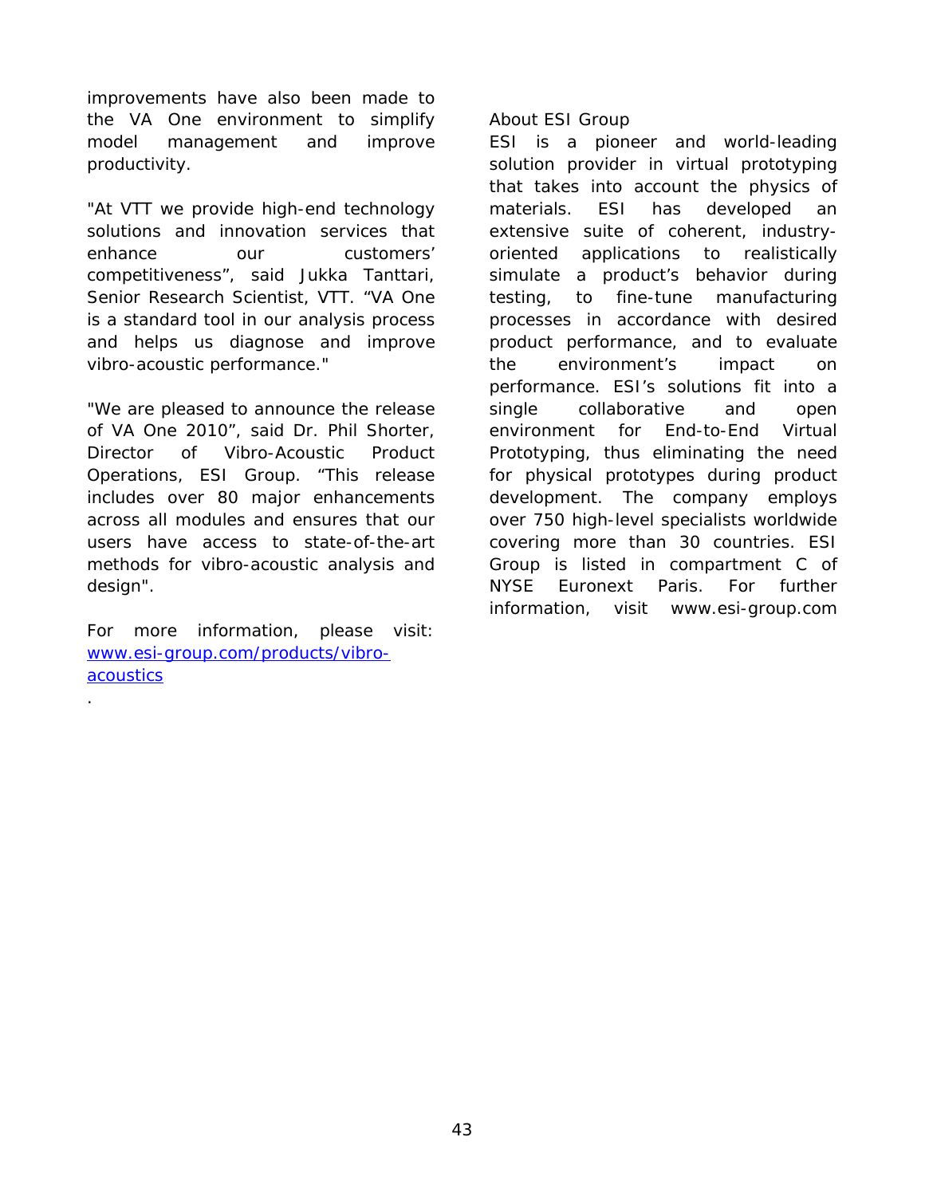improvements have also been made to the VA One environment to simplify model management and improve productivity.

"At VTT we provide high-end technology solutions and innovation services that enhance our customers' competitiveness", said Jukka Tanttari, Senior Research Scientist, VTT. "VA One is a standard tool in our analysis process and helps us diagnose and improve vibro-acoustic performance."

"We are pleased to announce the release of VA One 2010", said Dr. Phil Shorter, Director of Vibro-Acoustic Product Operations, ESI Group. "This release includes over 80 major enhancements across all modules and ensures that our users have access to state-of-the-art methods for vibro-acoustic analysis and design".

For more information, please visit: [www.esi-group.com/products/vibro-acoustics](www.esi-group.com/products/vibro-acoustics)

.

About ESI Group

ESI is a pioneer and world-leading solution provider in virtual prototyping that takes into account the physics of materials. ESI has developed an extensive suite of coherent, industry-oriented applications to realistically simulate a product's behavior during testing, to fine-tune manufacturing processes in accordance with desired product performance, and to evaluate the environment's impact on performance. ESI's solutions fit into a single collaborative and open environment for End-to-End Virtual Prototyping, thus eliminating the need for physical prototypes during product development. The company employs over 750 high-level specialists worldwide covering more than 30 countries. ESI Group is listed in compartment C of NYSE Euronext Paris. For further information, visit www.esi-group.com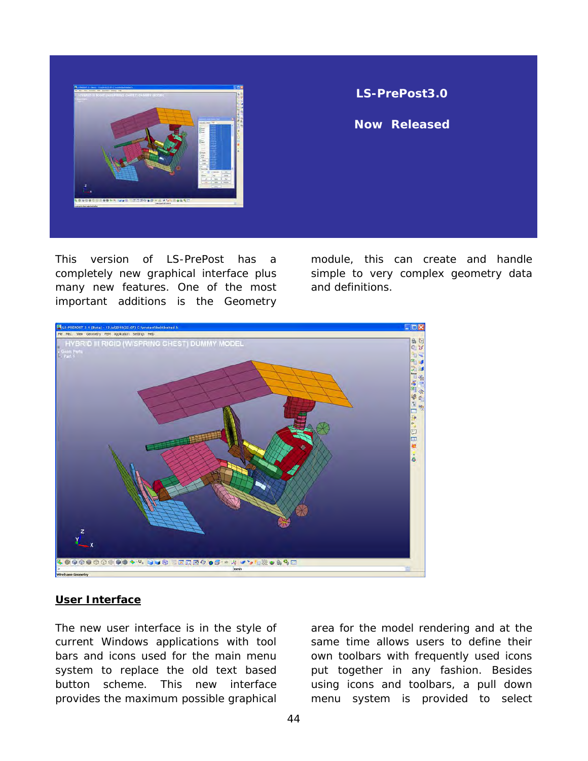**LS-PrePost3.0**

**Now Released**

This version of LS-PrePost has a completely new graphical interface plus many new features. One of the most important additions is the Geometry module, this can create and handle simple to very complex geometry data and definitions.

## User Interface

The new user interface is in the style of current Windows applications with tool bars and icons used for the main menu system to replace the old text based button scheme. This new interface provides the maximum possible graphical area for the model rendering and at the same time allows users to define their own toolbars with frequently used icons put together in any fashion. Besides using icons and toolbars, a pull down menu system is provided to select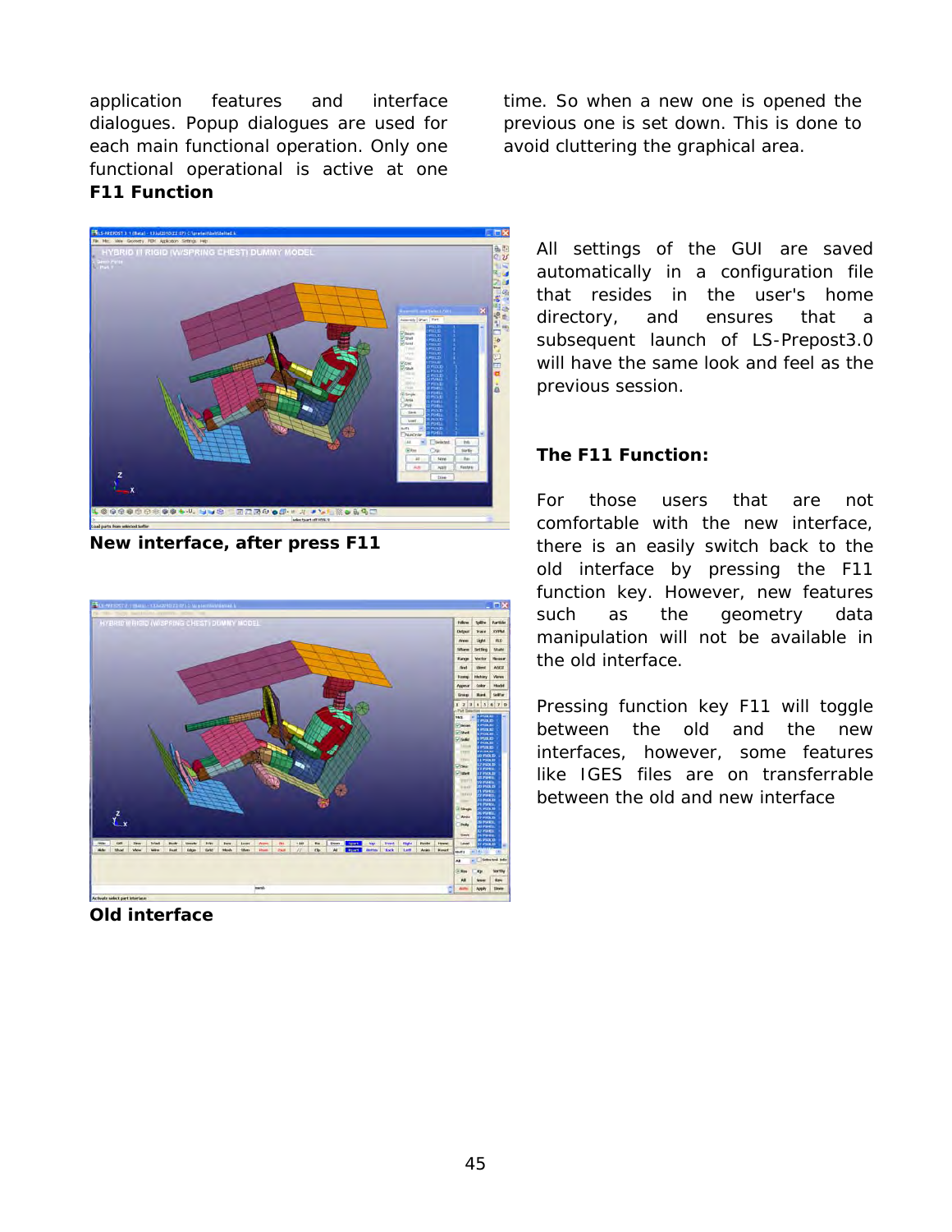application features and interface dialogues. Popup dialogues are used for each main functional operation. Only one functional operational is active at one time. So when a new one is opened the previous one is set down. This is done to avoid cluttering the graphical area.

**F11 Function**

**New interface, after press F11**

**Old interface**

All settings of the GUI are saved automatically in a configuration file that resides in the user's home directory, and ensures that a subsequent launch of LS-Prepost3.0 will have the same look and feel as the previous session.

**The F11 Function:**

For those users that are not comfortable with the new interface, there is an easily switch back to the old interface by pressing the F11 function key. However, new features such as the geometry data manipulation will not be available in the old interface.

Pressing function key F11 will toggle between the old and the new interfaces, however, some features like IGES files are on transferrable between the old and new interface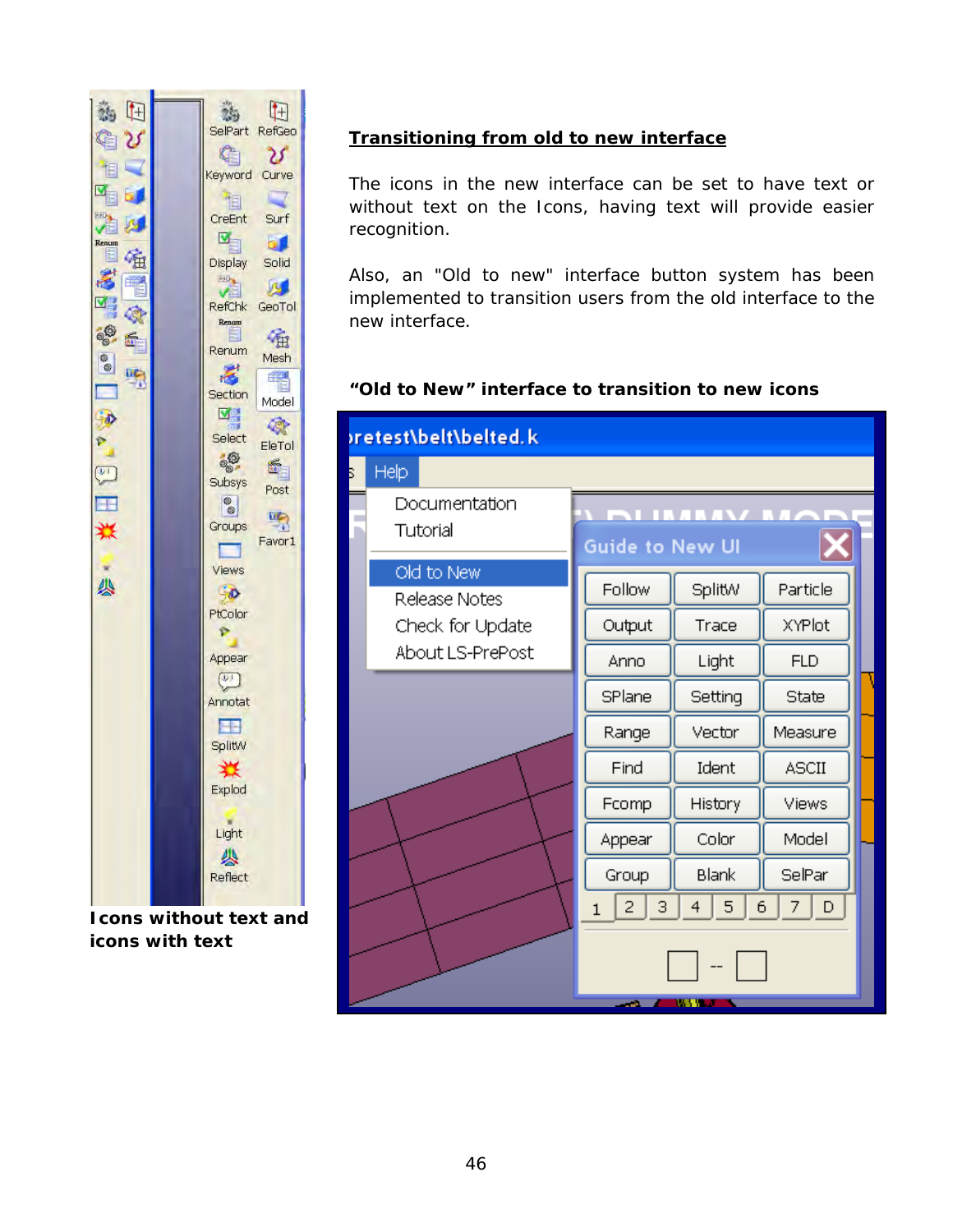## Transitioning from old to new interface

The icons in the new interface can be set to have text or without text on the Icons, having text will provide easier recognition.

Also, an "Old to new" interface button system has been implemented to transition users from the old interface to the new interface.

**"Old to New" interface to transition to new icons**

**Icons without text and icons with text**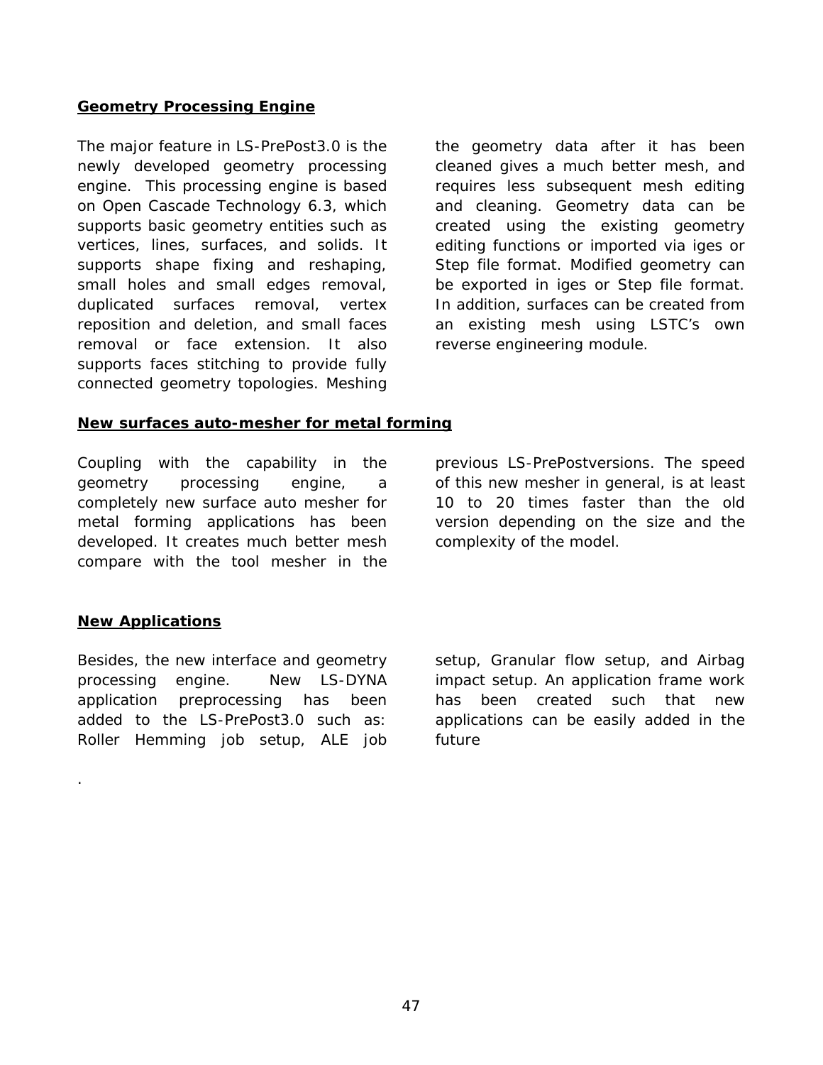## Geometry Processing Engine

The major feature in LS-PrePost3.0 is the newly developed geometry processing engine. This processing engine is based on Open Cascade Technology 6.3, which supports basic geometry entities such as vertices, lines, surfaces, and solids. It supports shape fixing and reshaping, small holes and small edges removal, duplicated surfaces removal, vertex reposition and deletion, and small faces removal or face extension. It also supports faces stitching to provide fully connected geometry topologies. Meshing the geometry data after it has been cleaned gives a much better mesh, and requires less subsequent mesh editing and cleaning. Geometry data can be created using the existing geometry editing functions or imported via iges or Step file format. Modified geometry can be exported in iges or Step file format. In addition, surfaces can be created from an existing mesh using LSTC's own reverse engineering module.

## New surfaces auto-mesher for metal forming

Coupling with the capability in the geometry processing engine, a completely new surface auto mesher for metal forming applications has been developed. It creates much better mesh compare with the tool mesher in the previous LS-PrePostversions. The speed of this new mesher in general, is at least 10 to 20 times faster than the old version depending on the size and the complexity of the model.

## New Applications

Besides, the new interface and geometry processing engine. New LS-DYNA application preprocessing has been added to the LS-PrePost3.0 such as: Roller Hemming job setup, ALE job setup, Granular flow setup, and Airbag impact setup. An application frame work has been created such that new applications can be easily added in the future

.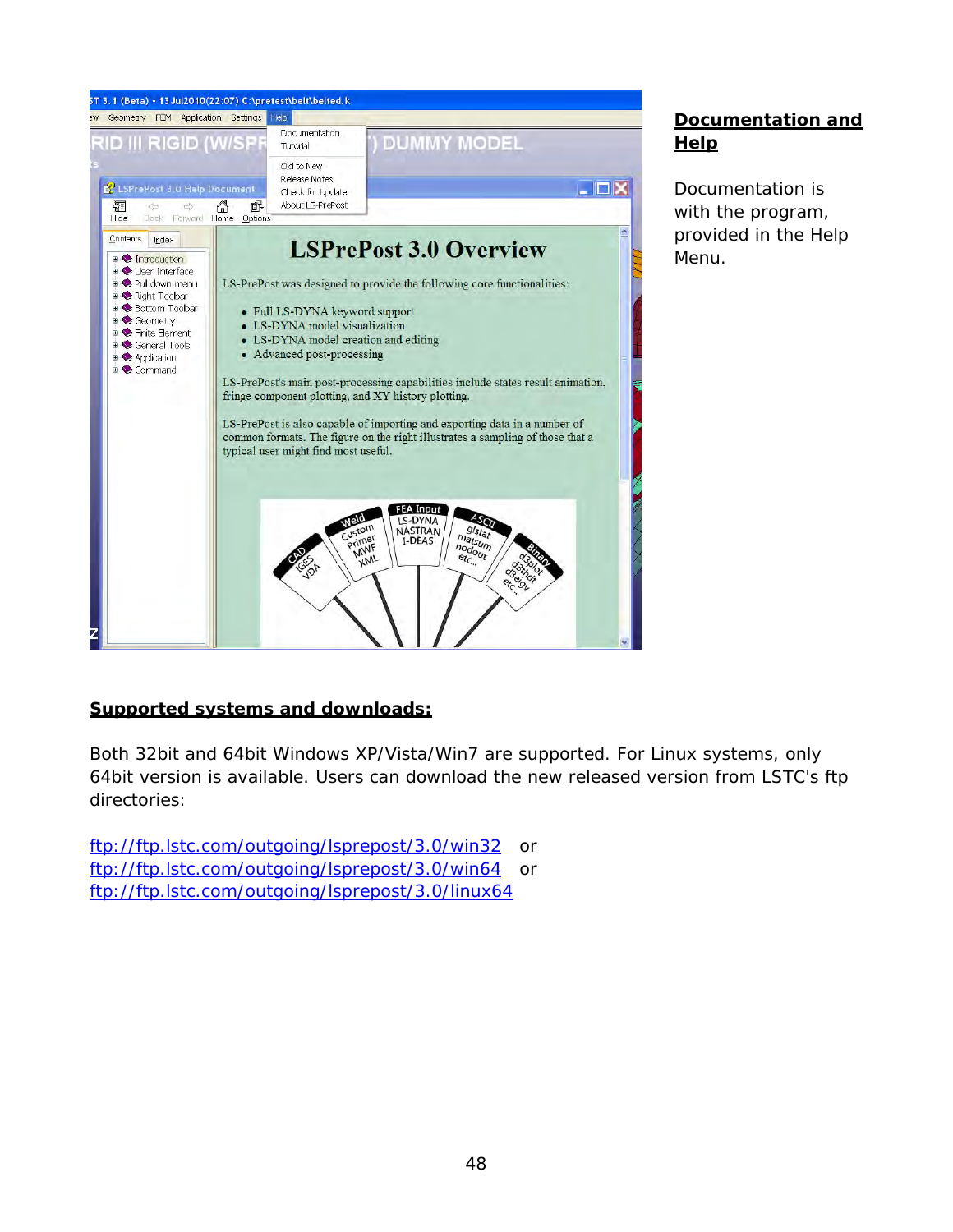## Documentation and Help

Documentation is with the program, provided in the Help Menu.

## Supported systems and downloads:

Both 32bit and 64bit Windows XP/Vista/Win7 are supported. For Linux systems, only 64bit version is available. Users can download the new released version from LSTC's ftp directories:

ftp://ftp.lstc.com/outgoing/lsprepost/3.0/win32 or
ftp://ftp.lstc.com/outgoing/lsprepost/3.0/win64 or
ftp://ftp.lstc.com/outgoing/lsprepost/3.0/linux64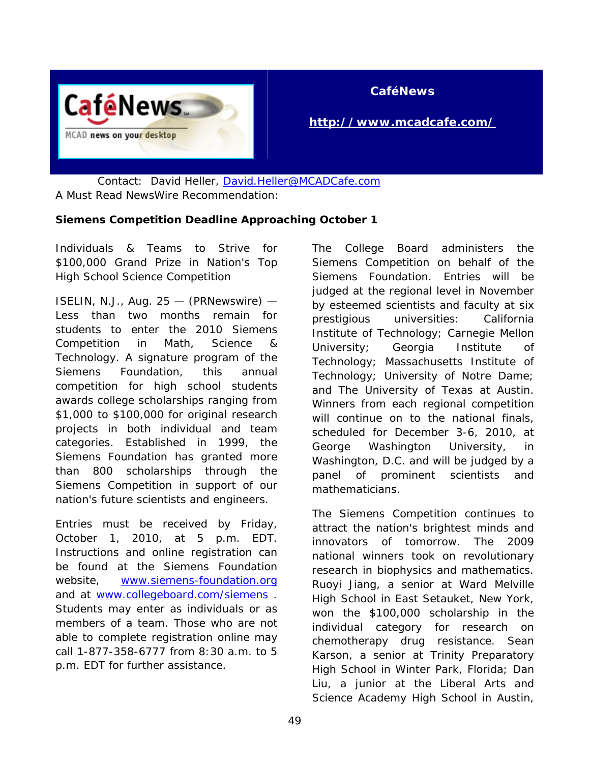**CaféNews**

**http://www.mcadcafe.com/**

Contact: David Heller, David.Heller@MCADCafe.com

A Must Read NewsWire Recommendation:

**Siemens Competition Deadline Approaching October 1**

Individuals & Teams to Strive for $100,000 Grand Prize in Nation's Top High School Science Competition

ISELIN, N.J., Aug. 25 — (PRNewswire) — Less than two months remain for students to enter the 2010 Siemens Competition in Math, Science & Technology. A signature program of the Siemens Foundation, this annual competition for high school students awards college scholarships ranging from $1,000 to $100,000 for original research projects in both individual and team categories. Established in 1999, the Siemens Foundation has granted more than 800 scholarships through the Siemens Competition in support of our nation's future scientists and engineers.

Entries must be received by Friday, October 1, 2010, at 5 p.m. EDT. Instructions and online registration can be found at the Siemens Foundation website, www.siemens-foundation.org and at www.collegeboard.com/siemens . Students may enter as individuals or as members of a team. Those who are not able to complete registration online may call 1-877-358-6777 from 8:30 a.m. to 5 p.m. EDT for further assistance.

The College Board administers the Siemens Competition on behalf of the Siemens Foundation. Entries will be judged at the regional level in November by esteemed scientists and faculty at six prestigious universities: California Institute of Technology; Carnegie Mellon University; Georgia Institute of Technology; Massachusetts Institute of Technology; University of Notre Dame; and The University of Texas at Austin. Winners from each regional competition will continue on to the national finals, scheduled for December 3-6, 2010, at George Washington University, in Washington, D.C. and will be judged by a panel of prominent scientists and mathematicians.

The Siemens Competition continues to attract the nation's brightest minds and innovators of tomorrow. The 2009 national winners took on revolutionary research in biophysics and mathematics. Ruoyi Jiang, a senior at Ward Melville High School in East Setauket, New York, won the $100,000 scholarship in the individual category for research on chemotherapy drug resistance. Sean Karson, a senior at Trinity Preparatory High School in Winter Park, Florida; Dan Liu, a junior at the Liberal Arts and Science Academy High School in Austin,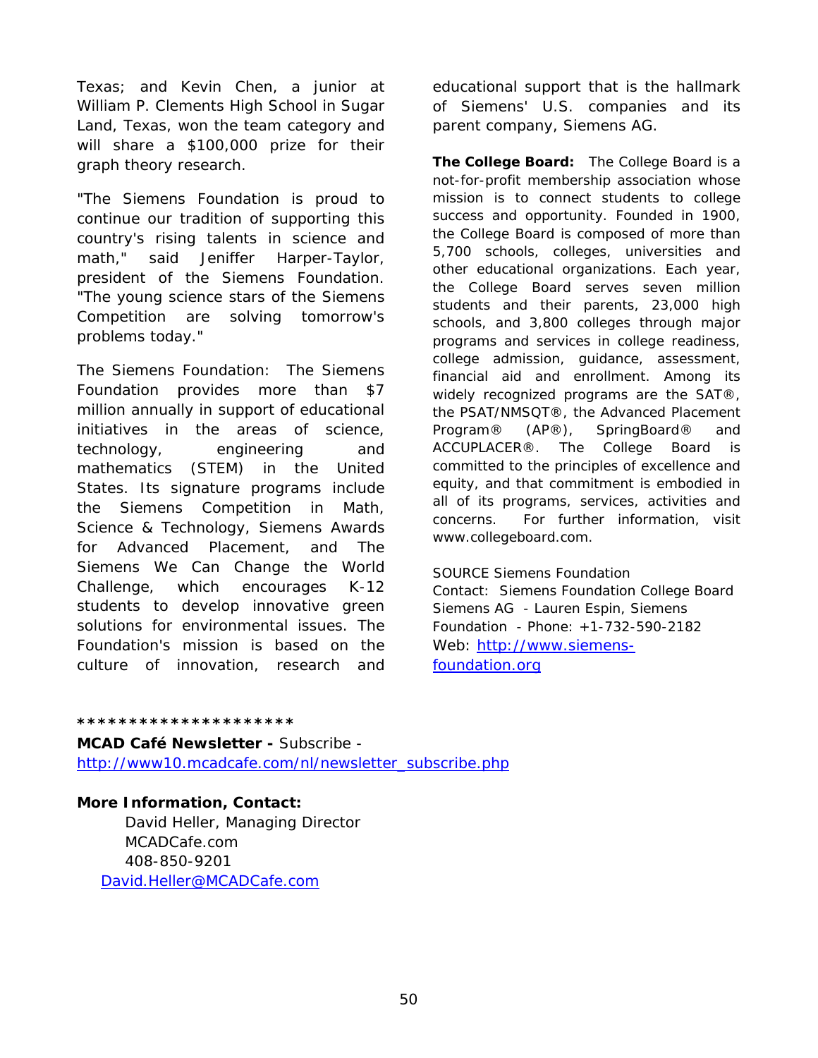Texas; and Kevin Chen, a junior at William P. Clements High School in Sugar Land, Texas, won the team category and will share a $100,000 prize for their graph theory research.

"The Siemens Foundation is proud to continue our tradition of supporting this country's rising talents in science and math," said Jeniffer Harper-Taylor, president of the Siemens Foundation. "The young science stars of the Siemens Competition are solving tomorrow's problems today."

The Siemens Foundation: The Siemens Foundation provides more than $7 million annually in support of educational initiatives in the areas of science, technology, engineering and mathematics (STEM) in the United States. Its signature programs include the Siemens Competition in Math, Science & Technology, Siemens Awards for Advanced Placement, and The Siemens We Can Change the World Challenge, which encourages K-12 students to develop innovative green solutions for environmental issues. The Foundation's mission is based on the culture of innovation, research and educational support that is the hallmark of Siemens' U.S. companies and its parent company, Siemens AG.

**The College Board:** The College Board is a not-for-profit membership association whose mission is to connect students to college success and opportunity. Founded in 1900, the College Board is composed of more than 5,700 schools, colleges, universities and other educational organizations. Each year, the College Board serves seven million students and their parents, 23,000 high schools, and 3,800 colleges through major programs and services in college readiness, college admission, guidance, assessment, financial aid and enrollment. Among its widely recognized programs are the SAT®, the PSAT/NMSQT®, the Advanced Placement Program® (AP®), SpringBoard® and ACCUPLACER®. The College Board is committed to the principles of excellence and equity, and that commitment is embodied in all of its programs, services, activities and concerns. For further information, visit www.collegeboard.com.

SOURCE Siemens Foundation
Contact: Siemens Foundation College Board Siemens AG - Lauren Espin, Siemens Foundation - Phone: +1-732-590-2182
Web: http://www.siemens-foundation.org

********************

**MCAD Café Newsletter -** Subscribe - http://www10.mcadcafe.com/nl/newsletter_subscribe.php

**More Information, Contact:**

David Heller, Managing Director
MCADCafe.com
408-850-9201
David.Heller@MCADCafe.com